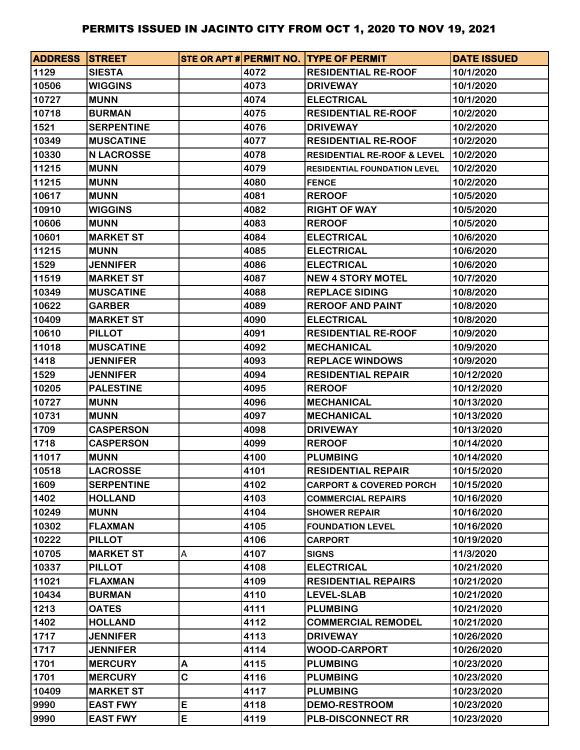# PERMITS ISSUED IN JACINTO CITY FROM OCT 1, 2020 TO NOV 19, 2021

| ADDRESS | STREET | STE OR APT # | PERMIT NO. | TYPE OF PERMIT | DATE ISSUED |
|---|---|---|---|---|---|
| 1129 | SIESTA | | 4072 | RESIDENTIAL RE-ROOF | 10/1/2020 |
| 10506 | WIGGINS | | 4073 | DRIVEWAY | 10/1/2020 |
| 10727 | MUNN | | 4074 | ELECTRICAL | 10/1/2020 |
| 10718 | BURMAN | | 4075 | RESIDENTIAL RE-ROOF | 10/2/2020 |
| 1521 | SERPENTINE | | 4076 | DRIVEWAY | 10/2/2020 |
| 10349 | MUSCATINE | | 4077 | RESIDENTIAL RE-ROOF | 10/2/2020 |
| 10330 | N LACROSSE | | 4078 | RESIDENTIAL RE-ROOF & LEVEL | 10/2/2020 |
| 11215 | MUNN | | 4079 | RESIDENTIAL FOUNDATION LEVEL | 10/2/2020 |
| 11215 | MUNN | | 4080 | FENCE | 10/2/2020 |
| 10617 | MUNN | | 4081 | REROOF | 10/5/2020 |
| 10910 | WIGGINS | | 4082 | RIGHT OF WAY | 10/5/2020 |
| 10606 | MUNN | | 4083 | REROOF | 10/5/2020 |
| 10601 | MARKET ST | | 4084 | ELECTRICAL | 10/6/2020 |
| 11215 | MUNN | | 4085 | ELECTRICAL | 10/6/2020 |
| 1529 | JENNIFER | | 4086 | ELECTRICAL | 10/6/2020 |
| 11519 | MARKET ST | | 4087 | NEW 4 STORY MOTEL | 10/7/2020 |
| 10349 | MUSCATINE | | 4088 | REPLACE SIDING | 10/8/2020 |
| 10622 | GARBER | | 4089 | REROOF AND PAINT | 10/8/2020 |
| 10409 | MARKET ST | | 4090 | ELECTRICAL | 10/8/2020 |
| 10610 | PILLOT | | 4091 | RESIDENTIAL RE-ROOF | 10/9/2020 |
| 11018 | MUSCATINE | | 4092 | MECHANICAL | 10/9/2020 |
| 1418 | JENNIFER | | 4093 | REPLACE WINDOWS | 10/9/2020 |
| 1529 | JENNIFER | | 4094 | RESIDENTIAL REPAIR | 10/12/2020 |
| 10205 | PALESTINE | | 4095 | REROOF | 10/12/2020 |
| 10727 | MUNN | | 4096 | MECHANICAL | 10/13/2020 |
| 10731 | MUNN | | 4097 | MECHANICAL | 10/13/2020 |
| 1709 | CASPERSON | | 4098 | DRIVEWAY | 10/13/2020 |
| 1718 | CASPERSON | | 4099 | REROOF | 10/14/2020 |
| 11017 | MUNN | | 4100 | PLUMBING | 10/14/2020 |
| 10518 | LACROSSE | | 4101 | RESIDENTIAL REPAIR | 10/15/2020 |
| 1609 | SERPENTINE | | 4102 | CARPORT & COVERED PORCH | 10/15/2020 |
| 1402 | HOLLAND | | 4103 | COMMERCIAL REPAIRS | 10/16/2020 |
| 10249 | MUNN | | 4104 | SHOWER REPAIR | 10/16/2020 |
| 10302 | FLAXMAN | | 4105 | FOUNDATION LEVEL | 10/16/2020 |
| 10222 | PILLOT | | 4106 | CARPORT | 10/19/2020 |
| 10705 | MARKET ST | A | 4107 | SIGNS | 11/3/2020 |
| 10337 | PILLOT | | 4108 | ELECTRICAL | 10/21/2020 |
| 11021 | FLAXMAN | | 4109 | RESIDENTIAL REPAIRS | 10/21/2020 |
| 10434 | BURMAN | | 4110 | LEVEL-SLAB | 10/21/2020 |
| 1213 | OATES | | 4111 | PLUMBING | 10/21/2020 |
| 1402 | HOLLAND | | 4112 | COMMERCIAL REMODEL | 10/21/2020 |
| 1717 | JENNIFER | | 4113 | DRIVEWAY | 10/26/2020 |
| 1717 | JENNIFER | | 4114 | WOOD-CARPORT | 10/26/2020 |
| 1701 | MERCURY | A | 4115 | PLUMBING | 10/23/2020 |
| 1701 | MERCURY | C | 4116 | PLUMBING | 10/23/2020 |
| 10409 | MARKET ST | | 4117 | PLUMBING | 10/23/2020 |
| 9990 | EAST FWY | E | 4118 | DEMO-RESTROOM | 10/23/2020 |
| 9990 | EAST FWY | E | 4119 | PLB-DISCONNECT RR | 10/23/2020 |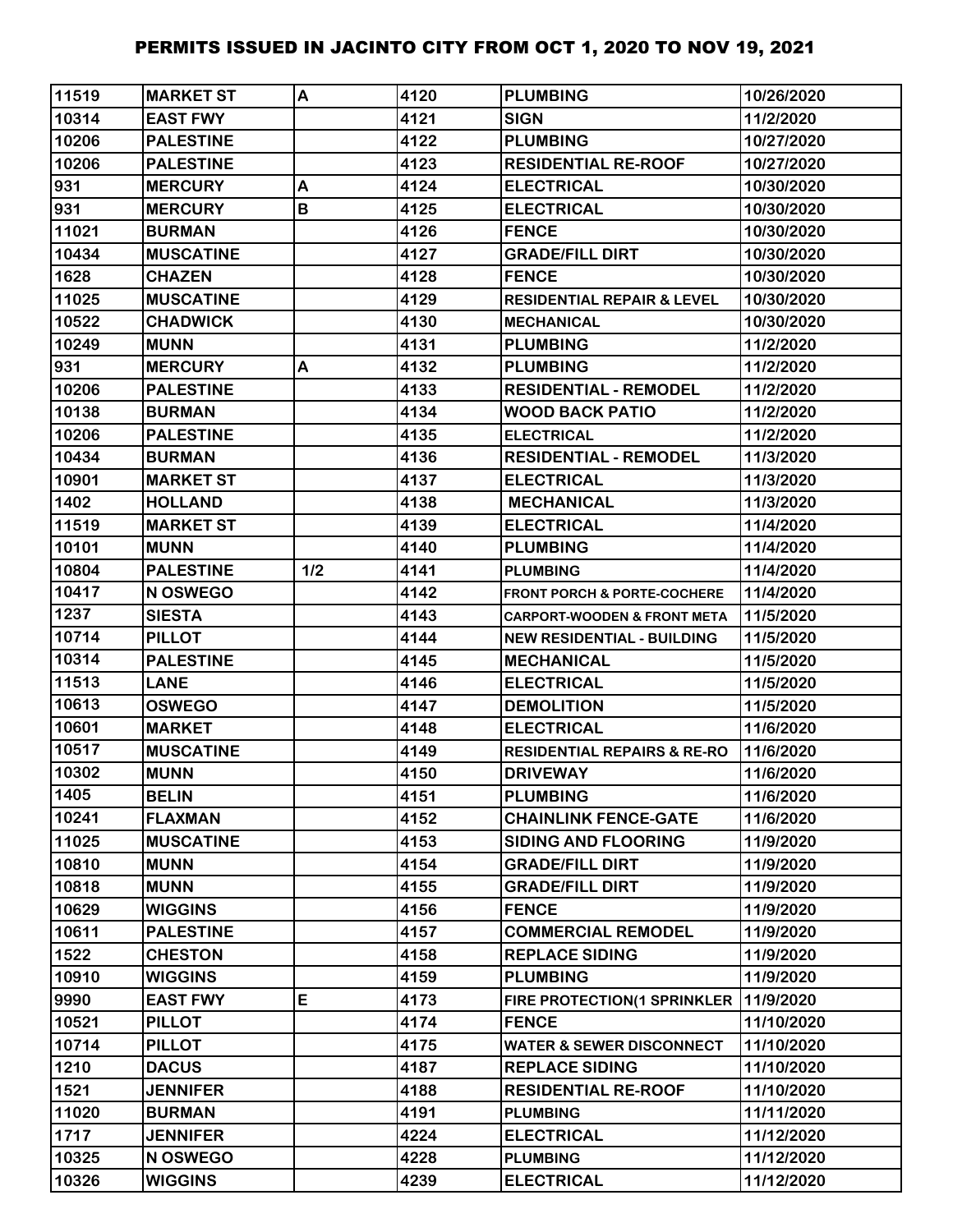| 11519 | MARKET ST | A | 4120 | PLUMBING | 10/26/2020 |
|---|---|---|---|---|---|
| 10314 | EAST FWY | | 4121 | SIGN | 11/2/2020 |
| 10206 | PALESTINE | | 4122 | PLUMBING | 10/27/2020 |
| 10206 | PALESTINE | | 4123 | RESIDENTIAL RE-ROOF | 10/27/2020 |
| 931 | MERCURY | A | 4124 | ELECTRICAL | 10/30/2020 |
| 931 | MERCURY | B | 4125 | ELECTRICAL | 10/30/2020 |
| 11021 | BURMAN | | 4126 | FENCE | 10/30/2020 |
| 10434 | MUSCATINE | | 4127 | GRADE/FILL DIRT | 10/30/2020 |
| 1628 | CHAZEN | | 4128 | FENCE | 10/30/2020 |
| 11025 | MUSCATINE | | 4129 | RESIDENTIAL REPAIR & LEVEL | 10/30/2020 |
| 10522 | CHADWICK | | 4130 | MECHANICAL | 10/30/2020 |
| 10249 | MUNN | | 4131 | PLUMBING | 11/2/2020 |
| 931 | MERCURY | A | 4132 | PLUMBING | 11/2/2020 |
| 10206 | PALESTINE | | 4133 | RESIDENTIAL - REMODEL | 11/2/2020 |
| 10138 | BURMAN | | 4134 | WOOD BACK PATIO | 11/2/2020 |
| 10206 | PALESTINE | | 4135 | ELECTRICAL | 11/2/2020 |
| 10434 | BURMAN | | 4136 | RESIDENTIAL - REMODEL | 11/3/2020 |
| 10901 | MARKET ST | | 4137 | ELECTRICAL | 11/3/2020 |
| 1402 | HOLLAND | | 4138 | MECHANICAL | 11/3/2020 |
| 11519 | MARKET ST | | 4139 | ELECTRICAL | 11/4/2020 |
| 10101 | MUNN | | 4140 | PLUMBING | 11/4/2020 |
| 10804 | PALESTINE | 1/2 | 4141 | PLUMBING | 11/4/2020 |
| 10417 | N OSWEGO | | 4142 | FRONT PORCH & PORTE-COCHERE | 11/4/2020 |
| 1237 | SIESTA | | 4143 | CARPORT-WOODEN & FRONT META | 11/5/2020 |
| 10714 | PILLOT | | 4144 | NEW RESIDENTIAL - BUILDING | 11/5/2020 |
| 10314 | PALESTINE | | 4145 | MECHANICAL | 11/5/2020 |
| 11513 | LANE | | 4146 | ELECTRICAL | 11/5/2020 |
| 10613 | OSWEGO | | 4147 | DEMOLITION | 11/5/2020 |
| 10601 | MARKET | | 4148 | ELECTRICAL | 11/6/2020 |
| 10517 | MUSCATINE | | 4149 | RESIDENTIAL REPAIRS & RE-RO | 11/6/2020 |
| 10302 | MUNN | | 4150 | DRIVEWAY | 11/6/2020 |
| 1405 | BELIN | | 4151 | PLUMBING | 11/6/2020 |
| 10241 | FLAXMAN | | 4152 | CHAINLINK FENCE-GATE | 11/6/2020 |
| 11025 | MUSCATINE | | 4153 | SIDING AND FLOORING | 11/9/2020 |
| 10810 | MUNN | | 4154 | GRADE/FILL DIRT | 11/9/2020 |
| 10818 | MUNN | | 4155 | GRADE/FILL DIRT | 11/9/2020 |
| 10629 | WIGGINS | | 4156 | FENCE | 11/9/2020 |
| 10611 | PALESTINE | | 4157 | COMMERCIAL REMODEL | 11/9/2020 |
| 1522 | CHESTON | | 4158 | REPLACE SIDING | 11/9/2020 |
| 10910 | WIGGINS | | 4159 | PLUMBING | 11/9/2020 |
| 9990 | EAST FWY | E | 4173 | FIRE PROTECTION(1 SPRINKLER | 11/9/2020 |
| 10521 | PILLOT | | 4174 | FENCE | 11/10/2020 |
| 10714 | PILLOT | | 4175 | WATER & SEWER DISCONNECT | 11/10/2020 |
| 1210 | DACUS | | 4187 | REPLACE SIDING | 11/10/2020 |
| 1521 | JENNIFER | | 4188 | RESIDENTIAL RE-ROOF | 11/10/2020 |
| 11020 | BURMAN | | 4191 | PLUMBING | 11/11/2020 |
| 1717 | JENNIFER | | 4224 | ELECTRICAL | 11/12/2020 |
| 10325 | N OSWEGO | | 4228 | PLUMBING | 11/12/2020 |
| 10326 | WIGGINS | | 4239 | ELECTRICAL | 11/12/2020 |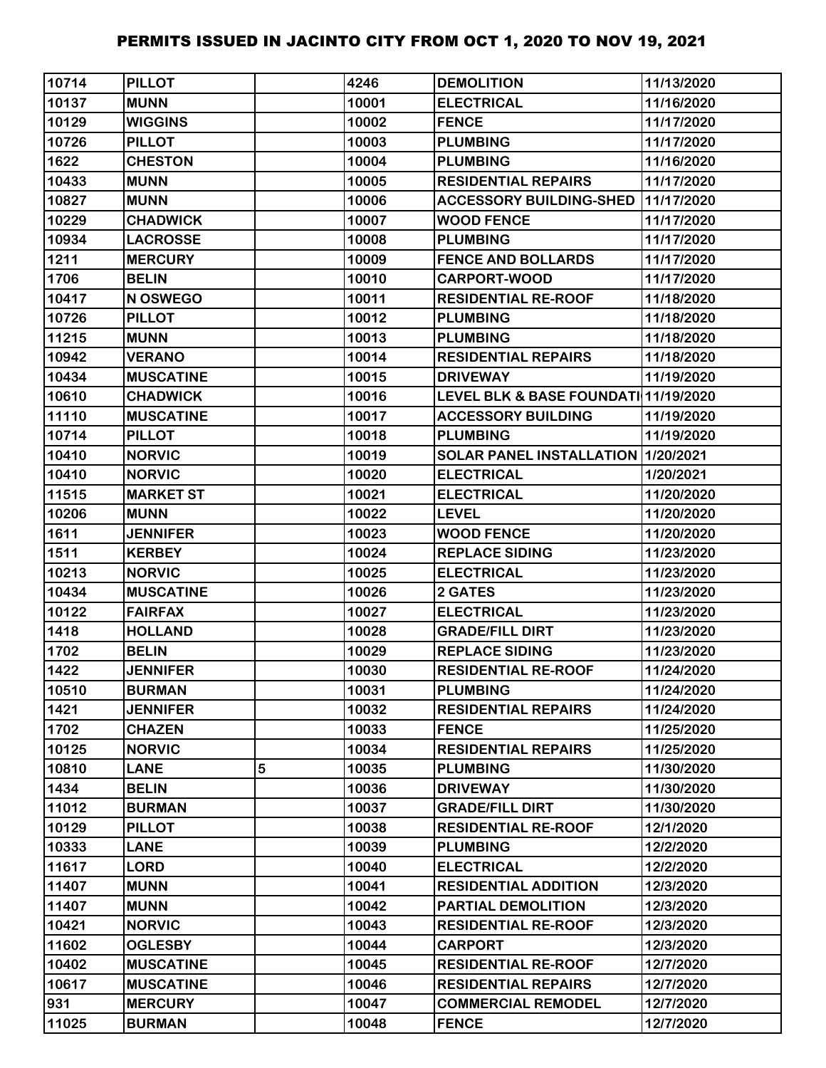# PERMITS ISSUED IN JACINTO CITY FROM OCT 1, 2020 TO NOV 19, 2021

| | | | | | |
|---|---|---|---|---|---|
| 10714 | PILLOT | | 4246 | DEMOLITION | 11/13/2020 |
| 10137 | MUNN | | 10001 | ELECTRICAL | 11/16/2020 |
| 10129 | WIGGINS | | 10002 | FENCE | 11/17/2020 |
| 10726 | PILLOT | | 10003 | PLUMBING | 11/17/2020 |
| 1622 | CHESTON | | 10004 | PLUMBING | 11/16/2020 |
| 10433 | MUNN | | 10005 | RESIDENTIAL REPAIRS | 11/17/2020 |
| 10827 | MUNN | | 10006 | ACCESSORY BUILDING-SHED | 11/17/2020 |
| 10229 | CHADWICK | | 10007 | WOOD FENCE | 11/17/2020 |
| 10934 | LACROSSE | | 10008 | PLUMBING | 11/17/2020 |
| 1211 | MERCURY | | 10009 | FENCE AND BOLLARDS | 11/17/2020 |
| 1706 | BELIN | | 10010 | CARPORT-WOOD | 11/17/2020 |
| 10417 | N OSWEGO | | 10011 | RESIDENTIAL RE-ROOF | 11/18/2020 |
| 10726 | PILLOT | | 10012 | PLUMBING | 11/18/2020 |
| 11215 | MUNN | | 10013 | PLUMBING | 11/18/2020 |
| 10942 | VERANO | | 10014 | RESIDENTIAL REPAIRS | 11/18/2020 |
| 10434 | MUSCATINE | | 10015 | DRIVEWAY | 11/19/2020 |
| 10610 | CHADWICK | | 10016 | LEVEL BLK & BASE FOUNDATI | 11/19/2020 |
| 11110 | MUSCATINE | | 10017 | ACCESSORY BUILDING | 11/19/2020 |
| 10714 | PILLOT | | 10018 | PLUMBING | 11/19/2020 |
| 10410 | NORVIC | | 10019 | SOLAR PANEL INSTALLATION | 1/20/2021 |
| 10410 | NORVIC | | 10020 | ELECTRICAL | 1/20/2021 |
| 11515 | MARKET ST | | 10021 | ELECTRICAL | 11/20/2020 |
| 10206 | MUNN | | 10022 | LEVEL | 11/20/2020 |
| 1611 | JENNIFER | | 10023 | WOOD FENCE | 11/20/2020 |
| 1511 | KERBEY | | 10024 | REPLACE SIDING | 11/23/2020 |
| 10213 | NORVIC | | 10025 | ELECTRICAL | 11/23/2020 |
| 10434 | MUSCATINE | | 10026 | 2 GATES | 11/23/2020 |
| 10122 | FAIRFAX | | 10027 | ELECTRICAL | 11/23/2020 |
| 1418 | HOLLAND | | 10028 | GRADE/FILL DIRT | 11/23/2020 |
| 1702 | BELIN | | 10029 | REPLACE SIDING | 11/23/2020 |
| 1422 | JENNIFER | | 10030 | RESIDENTIAL RE-ROOF | 11/24/2020 |
| 10510 | BURMAN | | 10031 | PLUMBING | 11/24/2020 |
| 1421 | JENNIFER | | 10032 | RESIDENTIAL REPAIRS | 11/24/2020 |
| 1702 | CHAZEN | | 10033 | FENCE | 11/25/2020 |
| 10125 | NORVIC | | 10034 | RESIDENTIAL REPAIRS | 11/25/2020 |
| 10810 | LANE | 5 | 10035 | PLUMBING | 11/30/2020 |
| 1434 | BELIN | | 10036 | DRIVEWAY | 11/30/2020 |
| 11012 | BURMAN | | 10037 | GRADE/FILL DIRT | 11/30/2020 |
| 10129 | PILLOT | | 10038 | RESIDENTIAL RE-ROOF | 12/1/2020 |
| 10333 | LANE | | 10039 | PLUMBING | 12/2/2020 |
| 11617 | LORD | | 10040 | ELECTRICAL | 12/2/2020 |
| 11407 | MUNN | | 10041 | RESIDENTIAL ADDITION | 12/3/2020 |
| 11407 | MUNN | | 10042 | PARTIAL DEMOLITION | 12/3/2020 |
| 10421 | NORVIC | | 10043 | RESIDENTIAL RE-ROOF | 12/3/2020 |
| 11602 | OGLESBY | | 10044 | CARPORT | 12/3/2020 |
| 10402 | MUSCATINE | | 10045 | RESIDENTIAL RE-ROOF | 12/7/2020 |
| 10617 | MUSCATINE | | 10046 | RESIDENTIAL REPAIRS | 12/7/2020 |
| 931 | MERCURY | | 10047 | COMMERCIAL REMODEL | 12/7/2020 |
| 11025 | BURMAN | | 10048 | FENCE | 12/7/2020 |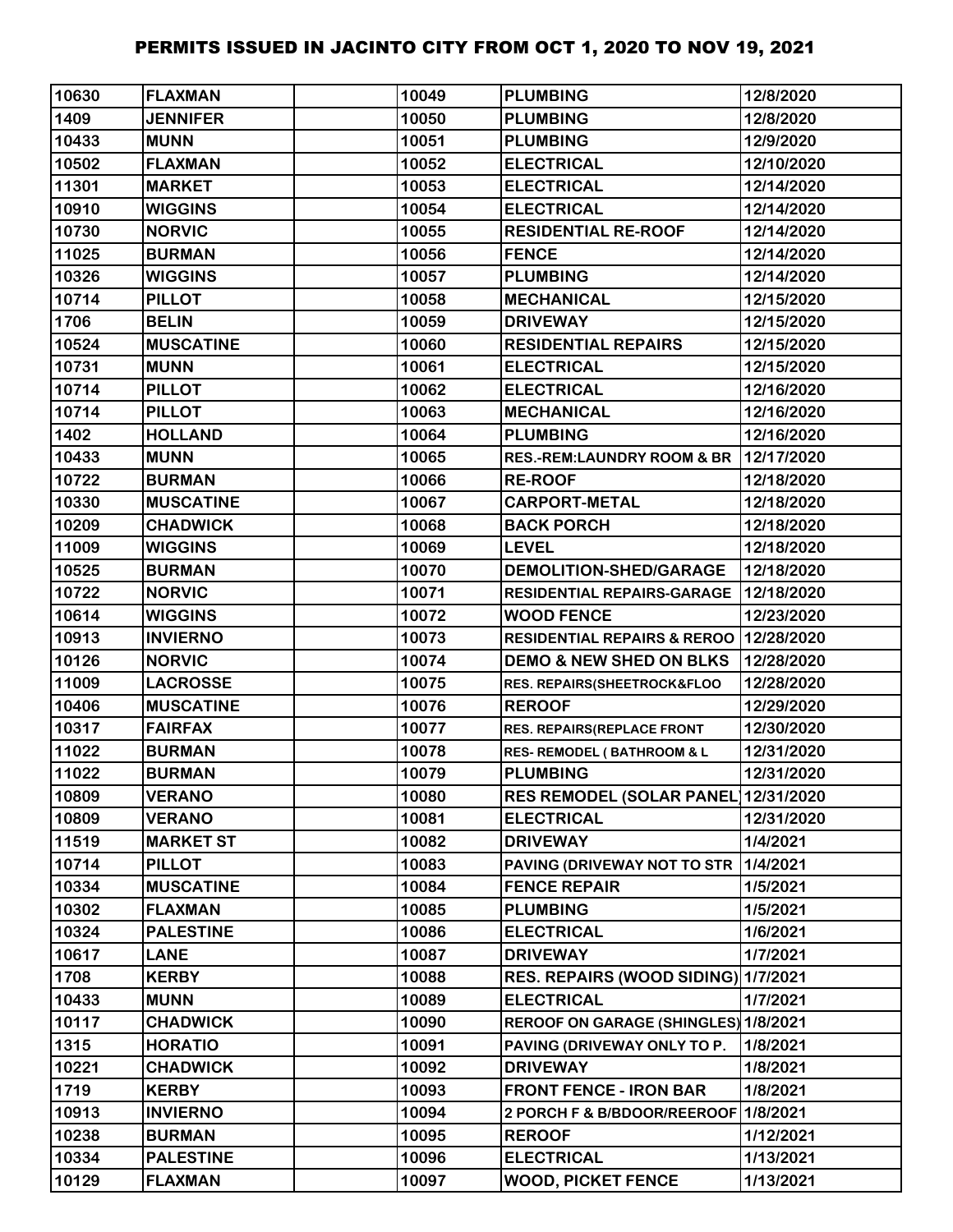# PERMITS ISSUED IN JACINTO CITY FROM OCT 1, 2020 TO NOV 19, 2021

| | | | | | |
|---|---|---|---|---|---|
| 10630 | FLAXMAN | | 10049 | PLUMBING | 12/8/2020 |
| 1409 | JENNIFER | | 10050 | PLUMBING | 12/8/2020 |
| 10433 | MUNN | | 10051 | PLUMBING | 12/9/2020 |
| 10502 | FLAXMAN | | 10052 | ELECTRICAL | 12/10/2020 |
| 11301 | MARKET | | 10053 | ELECTRICAL | 12/14/2020 |
| 10910 | WIGGINS | | 10054 | ELECTRICAL | 12/14/2020 |
| 10730 | NORVIC | | 10055 | RESIDENTIAL RE-ROOF | 12/14/2020 |
| 11025 | BURMAN | | 10056 | FENCE | 12/14/2020 |
| 10326 | WIGGINS | | 10057 | PLUMBING | 12/14/2020 |
| 10714 | PILLOT | | 10058 | MECHANICAL | 12/15/2020 |
| 1706 | BELIN | | 10059 | DRIVEWAY | 12/15/2020 |
| 10524 | MUSCATINE | | 10060 | RESIDENTIAL REPAIRS | 12/15/2020 |
| 10731 | MUNN | | 10061 | ELECTRICAL | 12/15/2020 |
| 10714 | PILLOT | | 10062 | ELECTRICAL | 12/16/2020 |
| 10714 | PILLOT | | 10063 | MECHANICAL | 12/16/2020 |
| 1402 | HOLLAND | | 10064 | PLUMBING | 12/16/2020 |
| 10433 | MUNN | | 10065 | RES.-REM:LAUNDRY ROOM & BR | 12/17/2020 |
| 10722 | BURMAN | | 10066 | RE-ROOF | 12/18/2020 |
| 10330 | MUSCATINE | | 10067 | CARPORT-METAL | 12/18/2020 |
| 10209 | CHADWICK | | 10068 | BACK PORCH | 12/18/2020 |
| 11009 | WIGGINS | | 10069 | LEVEL | 12/18/2020 |
| 10525 | BURMAN | | 10070 | DEMOLITION-SHED/GARAGE | 12/18/2020 |
| 10722 | NORVIC | | 10071 | RESIDENTIAL REPAIRS-GARAGE | 12/18/2020 |
| 10614 | WIGGINS | | 10072 | WOOD FENCE | 12/23/2020 |
| 10913 | INVIERNO | | 10073 | RESIDENTIAL REPAIRS & REROO | 12/28/2020 |
| 10126 | NORVIC | | 10074 | DEMO & NEW SHED ON BLKS | 12/28/2020 |
| 11009 | LACROSSE | | 10075 | RES. REPAIRS(SHEETROCK&FLOO | 12/28/2020 |
| 10406 | MUSCATINE | | 10076 | REROOF | 12/29/2020 |
| 10317 | FAIRFAX | | 10077 | RES. REPAIRS(REPLACE FRONT | 12/30/2020 |
| 11022 | BURMAN | | 10078 | RES- REMODEL ( BATHROOM & L | 12/31/2020 |
| 11022 | BURMAN | | 10079 | PLUMBING | 12/31/2020 |
| 10809 | VERANO | | 10080 | RES REMODEL (SOLAR PANEL) | 12/31/2020 |
| 10809 | VERANO | | 10081 | ELECTRICAL | 12/31/2020 |
| 11519 | MARKET ST | | 10082 | DRIVEWAY | 1/4/2021 |
| 10714 | PILLOT | | 10083 | PAVING (DRIVEWAY NOT TO STR | 1/4/2021 |
| 10334 | MUSCATINE | | 10084 | FENCE REPAIR | 1/5/2021 |
| 10302 | FLAXMAN | | 10085 | PLUMBING | 1/5/2021 |
| 10324 | PALESTINE | | 10086 | ELECTRICAL | 1/6/2021 |
| 10617 | LANE | | 10087 | DRIVEWAY | 1/7/2021 |
| 1708 | KERBY | | 10088 | RES. REPAIRS (WOOD SIDING) | 1/7/2021 |
| 10433 | MUNN | | 10089 | ELECTRICAL | 1/7/2021 |
| 10117 | CHADWICK | | 10090 | REROOF ON GARAGE (SHINGLES) | 1/8/2021 |
| 1315 | HORATIO | | 10091 | PAVING (DRIVEWAY ONLY TO P. | 1/8/2021 |
| 10221 | CHADWICK | | 10092 | DRIVEWAY | 1/8/2021 |
| 1719 | KERBY | | 10093 | FRONT FENCE - IRON BAR | 1/8/2021 |
| 10913 | INVIERNO | | 10094 | 2 PORCH F & B/BDOOR/REEROOF | 1/8/2021 |
| 10238 | BURMAN | | 10095 | REROOF | 1/12/2021 |
| 10334 | PALESTINE | | 10096 | ELECTRICAL | 1/13/2021 |
| 10129 | FLAXMAN | | 10097 | WOOD, PICKET FENCE | 1/13/2021 |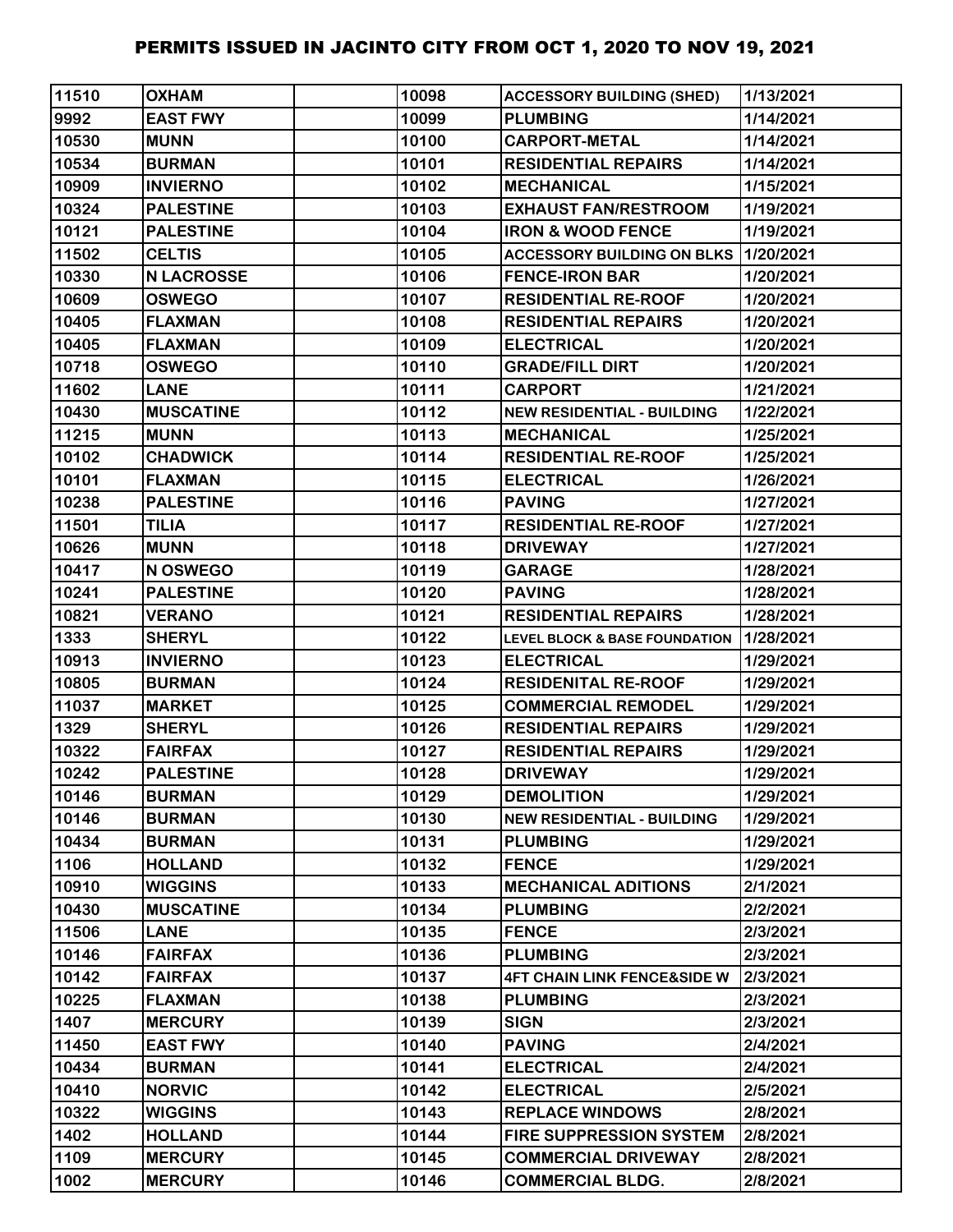# PERMITS ISSUED IN JACINTO CITY FROM OCT 1, 2020 TO NOV 19, 2021

| | | | | | |
|---|---|---|---|---|---|
| 11510 | OXHAM | | 10098 | ACCESSORY BUILDING (SHED) | 1/13/2021 |
| 9992 | EAST FWY | | 10099 | PLUMBING | 1/14/2021 |
| 10530 | MUNN | | 10100 | CARPORT-METAL | 1/14/2021 |
| 10534 | BURMAN | | 10101 | RESIDENTIAL REPAIRS | 1/14/2021 |
| 10909 | INVIERNO | | 10102 | MECHANICAL | 1/15/2021 |
| 10324 | PALESTINE | | 10103 | EXHAUST FAN/RESTROOM | 1/19/2021 |
| 10121 | PALESTINE | | 10104 | IRON & WOOD FENCE | 1/19/2021 |
| 11502 | CELTIS | | 10105 | ACCESSORY BUILDING ON BLKS | 1/20/2021 |
| 10330 | N LACROSSE | | 10106 | FENCE-IRON BAR | 1/20/2021 |
| 10609 | OSWEGO | | 10107 | RESIDENTIAL RE-ROOF | 1/20/2021 |
| 10405 | FLAXMAN | | 10108 | RESIDENTIAL REPAIRS | 1/20/2021 |
| 10405 | FLAXMAN | | 10109 | ELECTRICAL | 1/20/2021 |
| 10718 | OSWEGO | | 10110 | GRADE/FILL DIRT | 1/20/2021 |
| 11602 | LANE | | 10111 | CARPORT | 1/21/2021 |
| 10430 | MUSCATINE | | 10112 | NEW RESIDENTIAL - BUILDING | 1/22/2021 |
| 11215 | MUNN | | 10113 | MECHANICAL | 1/25/2021 |
| 10102 | CHADWICK | | 10114 | RESIDENTIAL RE-ROOF | 1/25/2021 |
| 10101 | FLAXMAN | | 10115 | ELECTRICAL | 1/26/2021 |
| 10238 | PALESTINE | | 10116 | PAVING | 1/27/2021 |
| 11501 | TILIA | | 10117 | RESIDENTIAL RE-ROOF | 1/27/2021 |
| 10626 | MUNN | | 10118 | DRIVEWAY | 1/27/2021 |
| 10417 | N OSWEGO | | 10119 | GARAGE | 1/28/2021 |
| 10241 | PALESTINE | | 10120 | PAVING | 1/28/2021 |
| 10821 | VERANO | | 10121 | RESIDENTIAL REPAIRS | 1/28/2021 |
| 1333 | SHERYL | | 10122 | LEVEL BLOCK & BASE FOUNDATION | 1/28/2021 |
| 10913 | INVIERNO | | 10123 | ELECTRICAL | 1/29/2021 |
| 10805 | BURMAN | | 10124 | RESIDENITAL RE-ROOF | 1/29/2021 |
| 11037 | MARKET | | 10125 | COMMERCIAL REMODEL | 1/29/2021 |
| 1329 | SHERYL | | 10126 | RESIDENTIAL REPAIRS | 1/29/2021 |
| 10322 | FAIRFAX | | 10127 | RESIDENTIAL REPAIRS | 1/29/2021 |
| 10242 | PALESTINE | | 10128 | DRIVEWAY | 1/29/2021 |
| 10146 | BURMAN | | 10129 | DEMOLITION | 1/29/2021 |
| 10146 | BURMAN | | 10130 | NEW RESIDENTIAL - BUILDING | 1/29/2021 |
| 10434 | BURMAN | | 10131 | PLUMBING | 1/29/2021 |
| 1106 | HOLLAND | | 10132 | FENCE | 1/29/2021 |
| 10910 | WIGGINS | | 10133 | MECHANICAL ADITIONS | 2/1/2021 |
| 10430 | MUSCATINE | | 10134 | PLUMBING | 2/2/2021 |
| 11506 | LANE | | 10135 | FENCE | 2/3/2021 |
| 10146 | FAIRFAX | | 10136 | PLUMBING | 2/3/2021 |
| 10142 | FAIRFAX | | 10137 | 4FT CHAIN LINK FENCE&SIDE W | 2/3/2021 |
| 10225 | FLAXMAN | | 10138 | PLUMBING | 2/3/2021 |
| 1407 | MERCURY | | 10139 | SIGN | 2/3/2021 |
| 11450 | EAST FWY | | 10140 | PAVING | 2/4/2021 |
| 10434 | BURMAN | | 10141 | ELECTRICAL | 2/4/2021 |
| 10410 | NORVIC | | 10142 | ELECTRICAL | 2/5/2021 |
| 10322 | WIGGINS | | 10143 | REPLACE WINDOWS | 2/8/2021 |
| 1402 | HOLLAND | | 10144 | FIRE SUPPRESSION SYSTEM | 2/8/2021 |
| 1109 | MERCURY | | 10145 | COMMERCIAL DRIVEWAY | 2/8/2021 |
| 1002 | MERCURY | | 10146 | COMMERCIAL BLDG. | 2/8/2021 |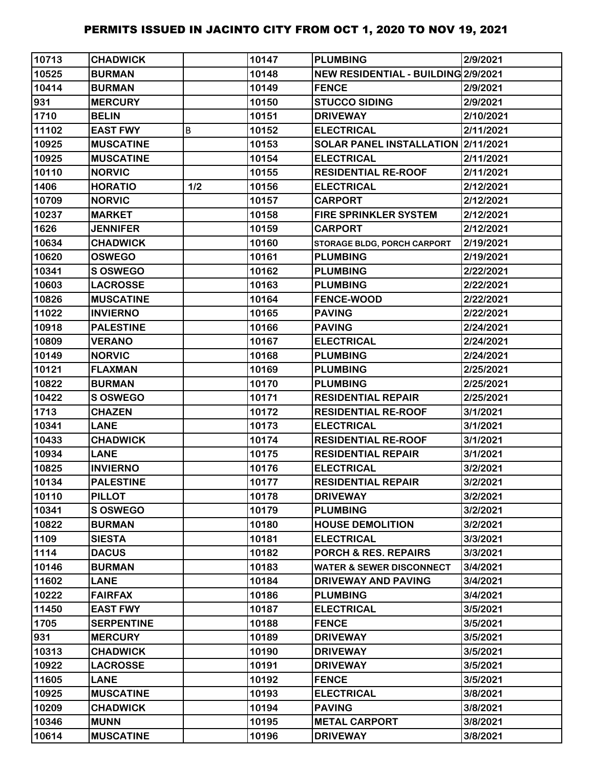# PERMITS ISSUED IN JACINTO CITY FROM OCT 1, 2020 TO NOV 19, 2021

| | | | | | |
|---|---|---|---|---|---|
| 10713 | CHADWICK | | 10147 | PLUMBING | 2/9/2021 |
| 10525 | BURMAN | | 10148 | NEW RESIDENTIAL - BUILDING | 2/9/2021 |
| 10414 | BURMAN | | 10149 | FENCE | 2/9/2021 |
| 931 | MERCURY | | 10150 | STUCCO SIDING | 2/9/2021 |
| 1710 | BELIN | | 10151 | DRIVEWAY | 2/10/2021 |
| 11102 | EAST FWY | B | 10152 | ELECTRICAL | 2/11/2021 |
| 10925 | MUSCATINE | | 10153 | SOLAR PANEL INSTALLATION | 2/11/2021 |
| 10925 | MUSCATINE | | 10154 | ELECTRICAL | 2/11/2021 |
| 10110 | NORVIC | | 10155 | RESIDENTIAL RE-ROOF | 2/11/2021 |
| 1406 | HORATIO | 1/2 | 10156 | ELECTRICAL | 2/12/2021 |
| 10709 | NORVIC | | 10157 | CARPORT | 2/12/2021 |
| 10237 | MARKET | | 10158 | FIRE SPRINKLER SYSTEM | 2/12/2021 |
| 1626 | JENNIFER | | 10159 | CARPORT | 2/12/2021 |
| 10634 | CHADWICK | | 10160 | STORAGE BLDG, PORCH CARPORT | 2/19/2021 |
| 10620 | OSWEGO | | 10161 | PLUMBING | 2/19/2021 |
| 10341 | S OSWEGO | | 10162 | PLUMBING | 2/22/2021 |
| 10603 | LACROSSE | | 10163 | PLUMBING | 2/22/2021 |
| 10826 | MUSCATINE | | 10164 | FENCE-WOOD | 2/22/2021 |
| 11022 | INVIERNO | | 10165 | PAVING | 2/22/2021 |
| 10918 | PALESTINE | | 10166 | PAVING | 2/24/2021 |
| 10809 | VERANO | | 10167 | ELECTRICAL | 2/24/2021 |
| 10149 | NORVIC | | 10168 | PLUMBING | 2/24/2021 |
| 10121 | FLAXMAN | | 10169 | PLUMBING | 2/25/2021 |
| 10822 | BURMAN | | 10170 | PLUMBING | 2/25/2021 |
| 10422 | S OSWEGO | | 10171 | RESIDENTIAL REPAIR | 2/25/2021 |
| 1713 | CHAZEN | | 10172 | RESIDENTIAL RE-ROOF | 3/1/2021 |
| 10341 | LANE | | 10173 | ELECTRICAL | 3/1/2021 |
| 10433 | CHADWICK | | 10174 | RESIDENTIAL RE-ROOF | 3/1/2021 |
| 10934 | LANE | | 10175 | RESIDENTIAL REPAIR | 3/1/2021 |
| 10825 | INVIERNO | | 10176 | ELECTRICAL | 3/2/2021 |
| 10134 | PALESTINE | | 10177 | RESIDENTIAL REPAIR | 3/2/2021 |
| 10110 | PILLOT | | 10178 | DRIVEWAY | 3/2/2021 |
| 10341 | S OSWEGO | | 10179 | PLUMBING | 3/2/2021 |
| 10822 | BURMAN | | 10180 | HOUSE DEMOLITION | 3/2/2021 |
| 1109 | SIESTA | | 10181 | ELECTRICAL | 3/3/2021 |
| 1114 | DACUS | | 10182 | PORCH & RES. REPAIRS | 3/3/2021 |
| 10146 | BURMAN | | 10183 | WATER & SEWER DISCONNECT | 3/4/2021 |
| 11602 | LANE | | 10184 | DRIVEWAY AND PAVING | 3/4/2021 |
| 10222 | FAIRFAX | | 10186 | PLUMBING | 3/4/2021 |
| 11450 | EAST FWY | | 10187 | ELECTRICAL | 3/5/2021 |
| 1705 | SERPENTINE | | 10188 | FENCE | 3/5/2021 |
| 931 | MERCURY | | 10189 | DRIVEWAY | 3/5/2021 |
| 10313 | CHADWICK | | 10190 | DRIVEWAY | 3/5/2021 |
| 10922 | LACROSSE | | 10191 | DRIVEWAY | 3/5/2021 |
| 11605 | LANE | | 10192 | FENCE | 3/5/2021 |
| 10925 | MUSCATINE | | 10193 | ELECTRICAL | 3/8/2021 |
| 10209 | CHADWICK | | 10194 | PAVING | 3/8/2021 |
| 10346 | MUNN | | 10195 | METAL CARPORT | 3/8/2021 |
| 10614 | MUSCATINE | | 10196 | DRIVEWAY | 3/8/2021 |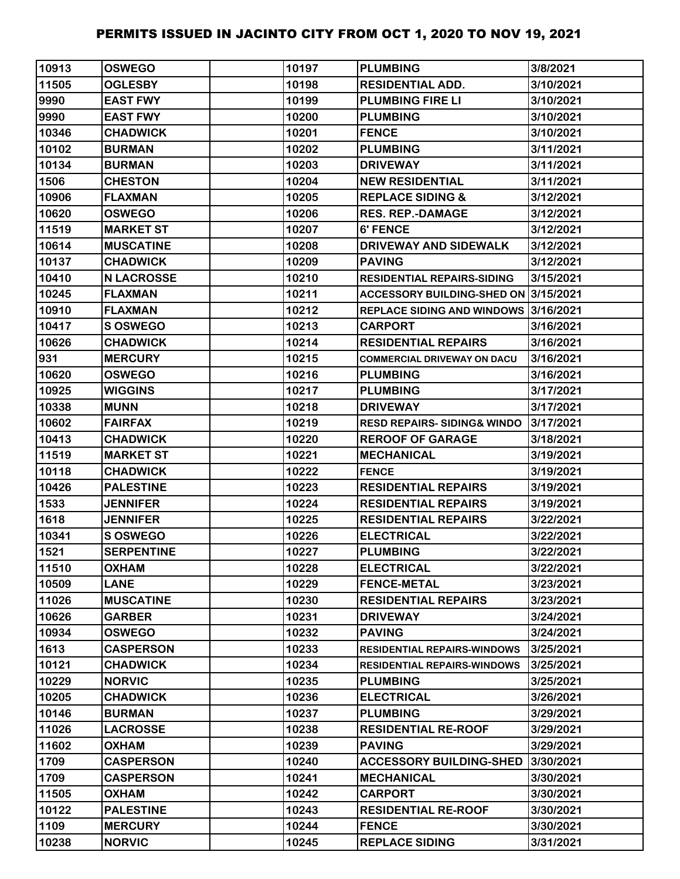| | | | | | |
|---|---|---|---|---|---|
| 10913 | OSWEGO | | 10197 | PLUMBING | 3/8/2021 |
| 11505 | OGLESBY | | 10198 | RESIDENTIAL ADD. | 3/10/2021 |
| 9990 | EAST FWY | | 10199 | PLUMBING FIRE LI | 3/10/2021 |
| 9990 | EAST FWY | | 10200 | PLUMBING | 3/10/2021 |
| 10346 | CHADWICK | | 10201 | FENCE | 3/10/2021 |
| 10102 | BURMAN | | 10202 | PLUMBING | 3/11/2021 |
| 10134 | BURMAN | | 10203 | DRIVEWAY | 3/11/2021 |
| 1506 | CHESTON | | 10204 | NEW RESIDENTIAL | 3/11/2021 |
| 10906 | FLAXMAN | | 10205 | REPLACE SIDING & | 3/12/2021 |
| 10620 | OSWEGO | | 10206 | RES. REP.-DAMAGE | 3/12/2021 |
| 11519 | MARKET ST | | 10207 | 6' FENCE | 3/12/2021 |
| 10614 | MUSCATINE | | 10208 | DRIVEWAY AND SIDEWALK | 3/12/2021 |
| 10137 | CHADWICK | | 10209 | PAVING | 3/12/2021 |
| 10410 | N LACROSSE | | 10210 | RESIDENTIAL REPAIRS-SIDING | 3/15/2021 |
| 10245 | FLAXMAN | | 10211 | ACCESSORY BUILDING-SHED ON | 3/15/2021 |
| 10910 | FLAXMAN | | 10212 | REPLACE SIDING AND WINDOWS | 3/16/2021 |
| 10417 | S OSWEGO | | 10213 | CARPORT | 3/16/2021 |
| 10626 | CHADWICK | | 10214 | RESIDENTIAL REPAIRS | 3/16/2021 |
| 931 | MERCURY | | 10215 | COMMERCIAL DRIVEWAY ON DACU | 3/16/2021 |
| 10620 | OSWEGO | | 10216 | PLUMBING | 3/16/2021 |
| 10925 | WIGGINS | | 10217 | PLUMBING | 3/17/2021 |
| 10338 | MUNN | | 10218 | DRIVEWAY | 3/17/2021 |
| 10602 | FAIRFAX | | 10219 | RESD REPAIRS- SIDING& WINDO | 3/17/2021 |
| 10413 | CHADWICK | | 10220 | REROOF OF GARAGE | 3/18/2021 |
| 11519 | MARKET ST | | 10221 | MECHANICAL | 3/19/2021 |
| 10118 | CHADWICK | | 10222 | FENCE | 3/19/2021 |
| 10426 | PALESTINE | | 10223 | RESIDENTIAL REPAIRS | 3/19/2021 |
| 1533 | JENNIFER | | 10224 | RESIDENTIAL REPAIRS | 3/19/2021 |
| 1618 | JENNIFER | | 10225 | RESIDENTIAL REPAIRS | 3/22/2021 |
| 10341 | S OSWEGO | | 10226 | ELECTRICAL | 3/22/2021 |
| 1521 | SERPENTINE | | 10227 | PLUMBING | 3/22/2021 |
| 11510 | OXHAM | | 10228 | ELECTRICAL | 3/22/2021 |
| 10509 | LANE | | 10229 | FENCE-METAL | 3/23/2021 |
| 11026 | MUSCATINE | | 10230 | RESIDENTIAL REPAIRS | 3/23/2021 |
| 10626 | GARBER | | 10231 | DRIVEWAY | 3/24/2021 |
| 10934 | OSWEGO | | 10232 | PAVING | 3/24/2021 |
| 1613 | CASPERSON | | 10233 | RESIDENTIAL REPAIRS-WINDOWS | 3/25/2021 |
| 10121 | CHADWICK | | 10234 | RESIDENTIAL REPAIRS-WINDOWS | 3/25/2021 |
| 10229 | NORVIC | | 10235 | PLUMBING | 3/25/2021 |
| 10205 | CHADWICK | | 10236 | ELECTRICAL | 3/26/2021 |
| 10146 | BURMAN | | 10237 | PLUMBING | 3/29/2021 |
| 11026 | LACROSSE | | 10238 | RESIDENTIAL RE-ROOF | 3/29/2021 |
| 11602 | OXHAM | | 10239 | PAVING | 3/29/2021 |
| 1709 | CASPERSON | | 10240 | ACCESSORY BUILDING-SHED | 3/30/2021 |
| 1709 | CASPERSON | | 10241 | MECHANICAL | 3/30/2021 |
| 11505 | OXHAM | | 10242 | CARPORT | 3/30/2021 |
| 10122 | PALESTINE | | 10243 | RESIDENTIAL RE-ROOF | 3/30/2021 |
| 1109 | MERCURY | | 10244 | FENCE | 3/30/2021 |
| 10238 | NORVIC | | 10245 | REPLACE SIDING | 3/31/2021 |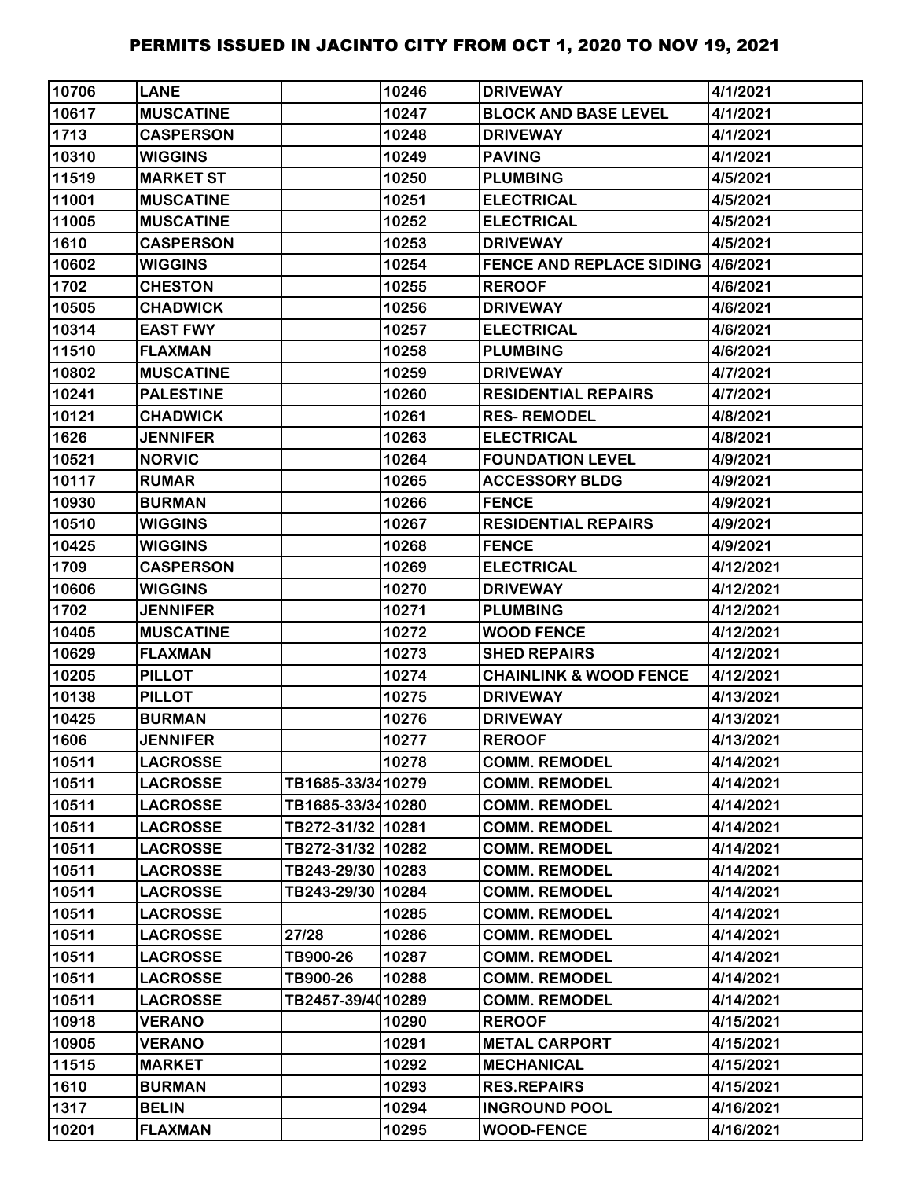# PERMITS ISSUED IN JACINTO CITY FROM OCT 1, 2020 TO NOV 19, 2021

| | | | | | |
|---|---|---|---|---|---|
| 10706 | LANE | | 10246 | DRIVEWAY | 4/1/2021 |
| 10617 | MUSCATINE | | 10247 | BLOCK AND BASE LEVEL | 4/1/2021 |
| 1713 | CASPERSON | | 10248 | DRIVEWAY | 4/1/2021 |
| 10310 | WIGGINS | | 10249 | PAVING | 4/1/2021 |
| 11519 | MARKET ST | | 10250 | PLUMBING | 4/5/2021 |
| 11001 | MUSCATINE | | 10251 | ELECTRICAL | 4/5/2021 |
| 11005 | MUSCATINE | | 10252 | ELECTRICAL | 4/5/2021 |
| 1610 | CASPERSON | | 10253 | DRIVEWAY | 4/5/2021 |
| 10602 | WIGGINS | | 10254 | FENCE AND REPLACE SIDING | 4/6/2021 |
| 1702 | CHESTON | | 10255 | REROOF | 4/6/2021 |
| 10505 | CHADWICK | | 10256 | DRIVEWAY | 4/6/2021 |
| 10314 | EAST FWY | | 10257 | ELECTRICAL | 4/6/2021 |
| 11510 | FLAXMAN | | 10258 | PLUMBING | 4/6/2021 |
| 10802 | MUSCATINE | | 10259 | DRIVEWAY | 4/7/2021 |
| 10241 | PALESTINE | | 10260 | RESIDENTIAL REPAIRS | 4/7/2021 |
| 10121 | CHADWICK | | 10261 | RES- REMODEL | 4/8/2021 |
| 1626 | JENNIFER | | 10263 | ELECTRICAL | 4/8/2021 |
| 10521 | NORVIC | | 10264 | FOUNDATION LEVEL | 4/9/2021 |
| 10117 | RUMAR | | 10265 | ACCESSORY BLDG | 4/9/2021 |
| 10930 | BURMAN | | 10266 | FENCE | 4/9/2021 |
| 10510 | WIGGINS | | 10267 | RESIDENTIAL REPAIRS | 4/9/2021 |
| 10425 | WIGGINS | | 10268 | FENCE | 4/9/2021 |
| 1709 | CASPERSON | | 10269 | ELECTRICAL | 4/12/2021 |
| 10606 | WIGGINS | | 10270 | DRIVEWAY | 4/12/2021 |
| 1702 | JENNIFER | | 10271 | PLUMBING | 4/12/2021 |
| 10405 | MUSCATINE | | 10272 | WOOD FENCE | 4/12/2021 |
| 10629 | FLAXMAN | | 10273 | SHED REPAIRS | 4/12/2021 |
| 10205 | PILLOT | | 10274 | CHAINLINK & WOOD FENCE | 4/12/2021 |
| 10138 | PILLOT | | 10275 | DRIVEWAY | 4/13/2021 |
| 10425 | BURMAN | | 10276 | DRIVEWAY | 4/13/2021 |
| 1606 | JENNIFER | | 10277 | REROOF | 4/13/2021 |
| 10511 | LACROSSE | | 10278 | COMM. REMODEL | 4/14/2021 |
| 10511 | LACROSSE | TB1685-33/34 | 10279 | COMM. REMODEL | 4/14/2021 |
| 10511 | LACROSSE | TB1685-33/34 | 10280 | COMM. REMODEL | 4/14/2021 |
| 10511 | LACROSSE | TB272-31/32 | 10281 | COMM. REMODEL | 4/14/2021 |
| 10511 | LACROSSE | TB272-31/32 | 10282 | COMM. REMODEL | 4/14/2021 |
| 10511 | LACROSSE | TB243-29/30 | 10283 | COMM. REMODEL | 4/14/2021 |
| 10511 | LACROSSE | TB243-29/30 | 10284 | COMM. REMODEL | 4/14/2021 |
| 10511 | LACROSSE | | 10285 | COMM. REMODEL | 4/14/2021 |
| 10511 | LACROSSE | 27/28 | 10286 | COMM. REMODEL | 4/14/2021 |
| 10511 | LACROSSE | TB900-26 | 10287 | COMM. REMODEL | 4/14/2021 |
| 10511 | LACROSSE | TB900-26 | 10288 | COMM. REMODEL | 4/14/2021 |
| 10511 | LACROSSE | TB2457-39/40 | 10289 | COMM. REMODEL | 4/14/2021 |
| 10918 | VERANO | | 10290 | REROOF | 4/15/2021 |
| 10905 | VERANO | | 10291 | METAL CARPORT | 4/15/2021 |
| 11515 | MARKET | | 10292 | MECHANICAL | 4/15/2021 |
| 1610 | BURMAN | | 10293 | RES.REPAIRS | 4/15/2021 |
| 1317 | BELIN | | 10294 | INGROUND POOL | 4/16/2021 |
| 10201 | FLAXMAN | | 10295 | WOOD-FENCE | 4/16/2021 |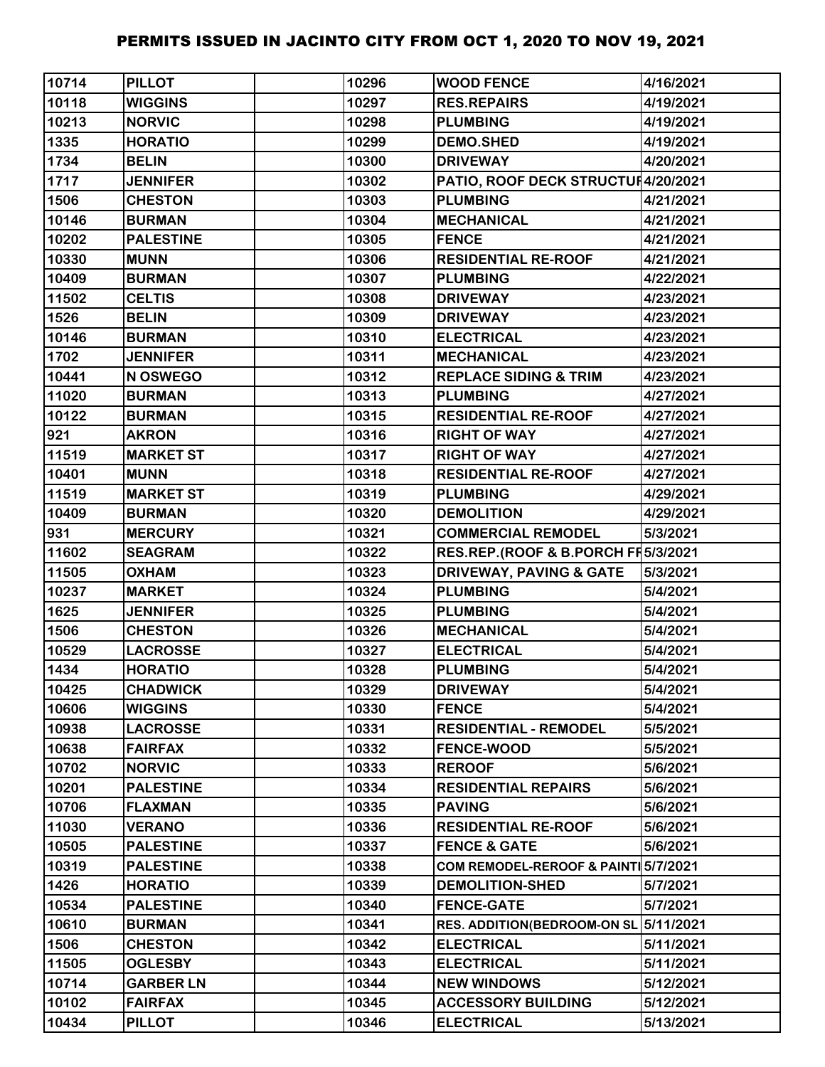# PERMITS ISSUED IN JACINTO CITY FROM OCT 1, 2020 TO NOV 19, 2021

| | | | | | |
|---|---|---|---|---|---|
| 10714 | PILLOT | | 10296 | WOOD FENCE | 4/16/2021 |
| 10118 | WIGGINS | | 10297 | RES.REPAIRS | 4/19/2021 |
| 10213 | NORVIC | | 10298 | PLUMBING | 4/19/2021 |
| 1335 | HORATIO | | 10299 | DEMO.SHED | 4/19/2021 |
| 1734 | BELIN | | 10300 | DRIVEWAY | 4/20/2021 |
| 1717 | JENNIFER | | 10302 | PATIO, ROOF DECK STRUCTUI | 4/20/2021 |
| 1506 | CHESTON | | 10303 | PLUMBING | 4/21/2021 |
| 10146 | BURMAN | | 10304 | MECHANICAL | 4/21/2021 |
| 10202 | PALESTINE | | 10305 | FENCE | 4/21/2021 |
| 10330 | MUNN | | 10306 | RESIDENTIAL RE-ROOF | 4/21/2021 |
| 10409 | BURMAN | | 10307 | PLUMBING | 4/22/2021 |
| 11502 | CELTIS | | 10308 | DRIVEWAY | 4/23/2021 |
| 1526 | BELIN | | 10309 | DRIVEWAY | 4/23/2021 |
| 10146 | BURMAN | | 10310 | ELECTRICAL | 4/23/2021 |
| 1702 | JENNIFER | | 10311 | MECHANICAL | 4/23/2021 |
| 10441 | N OSWEGO | | 10312 | REPLACE SIDING & TRIM | 4/23/2021 |
| 11020 | BURMAN | | 10313 | PLUMBING | 4/27/2021 |
| 10122 | BURMAN | | 10315 | RESIDENTIAL RE-ROOF | 4/27/2021 |
| 921 | AKRON | | 10316 | RIGHT OF WAY | 4/27/2021 |
| 11519 | MARKET ST | | 10317 | RIGHT OF WAY | 4/27/2021 |
| 10401 | MUNN | | 10318 | RESIDENTIAL RE-ROOF | 4/27/2021 |
| 11519 | MARKET ST | | 10319 | PLUMBING | 4/29/2021 |
| 10409 | BURMAN | | 10320 | DEMOLITION | 4/29/2021 |
| 931 | MERCURY | | 10321 | COMMERCIAL REMODEL | 5/3/2021 |
| 11602 | SEAGRAM | | 10322 | RES.REP.(ROOF & B.PORCH FI | 5/3/2021 |
| 11505 | OXHAM | | 10323 | DRIVEWAY, PAVING & GATE | 5/3/2021 |
| 10237 | MARKET | | 10324 | PLUMBING | 5/4/2021 |
| 1625 | JENNIFER | | 10325 | PLUMBING | 5/4/2021 |
| 1506 | CHESTON | | 10326 | MECHANICAL | 5/4/2021 |
| 10529 | LACROSSE | | 10327 | ELECTRICAL | 5/4/2021 |
| 1434 | HORATIO | | 10328 | PLUMBING | 5/4/2021 |
| 10425 | CHADWICK | | 10329 | DRIVEWAY | 5/4/2021 |
| 10606 | WIGGINS | | 10330 | FENCE | 5/4/2021 |
| 10938 | LACROSSE | | 10331 | RESIDENTIAL - REMODEL | 5/5/2021 |
| 10638 | FAIRFAX | | 10332 | FENCE-WOOD | 5/5/2021 |
| 10702 | NORVIC | | 10333 | REROOF | 5/6/2021 |
| 10201 | PALESTINE | | 10334 | RESIDENTIAL REPAIRS | 5/6/2021 |
| 10706 | FLAXMAN | | 10335 | PAVING | 5/6/2021 |
| 11030 | VERANO | | 10336 | RESIDENTIAL RE-ROOF | 5/6/2021 |
| 10505 | PALESTINE | | 10337 | FENCE & GATE | 5/6/2021 |
| 10319 | PALESTINE | | 10338 | COM REMODEL-REROOF & PAINTI | 5/7/2021 |
| 1426 | HORATIO | | 10339 | DEMOLITION-SHED | 5/7/2021 |
| 10534 | PALESTINE | | 10340 | FENCE-GATE | 5/7/2021 |
| 10610 | BURMAN | | 10341 | RES. ADDITION(BEDROOM-ON SL | 5/11/2021 |
| 1506 | CHESTON | | 10342 | ELECTRICAL | 5/11/2021 |
| 11505 | OGLESBY | | 10343 | ELECTRICAL | 5/11/2021 |
| 10714 | GARBER LN | | 10344 | NEW WINDOWS | 5/12/2021 |
| 10102 | FAIRFAX | | 10345 | ACCESSORY BUILDING | 5/12/2021 |
| 10434 | PILLOT | | 10346 | ELECTRICAL | 5/13/2021 |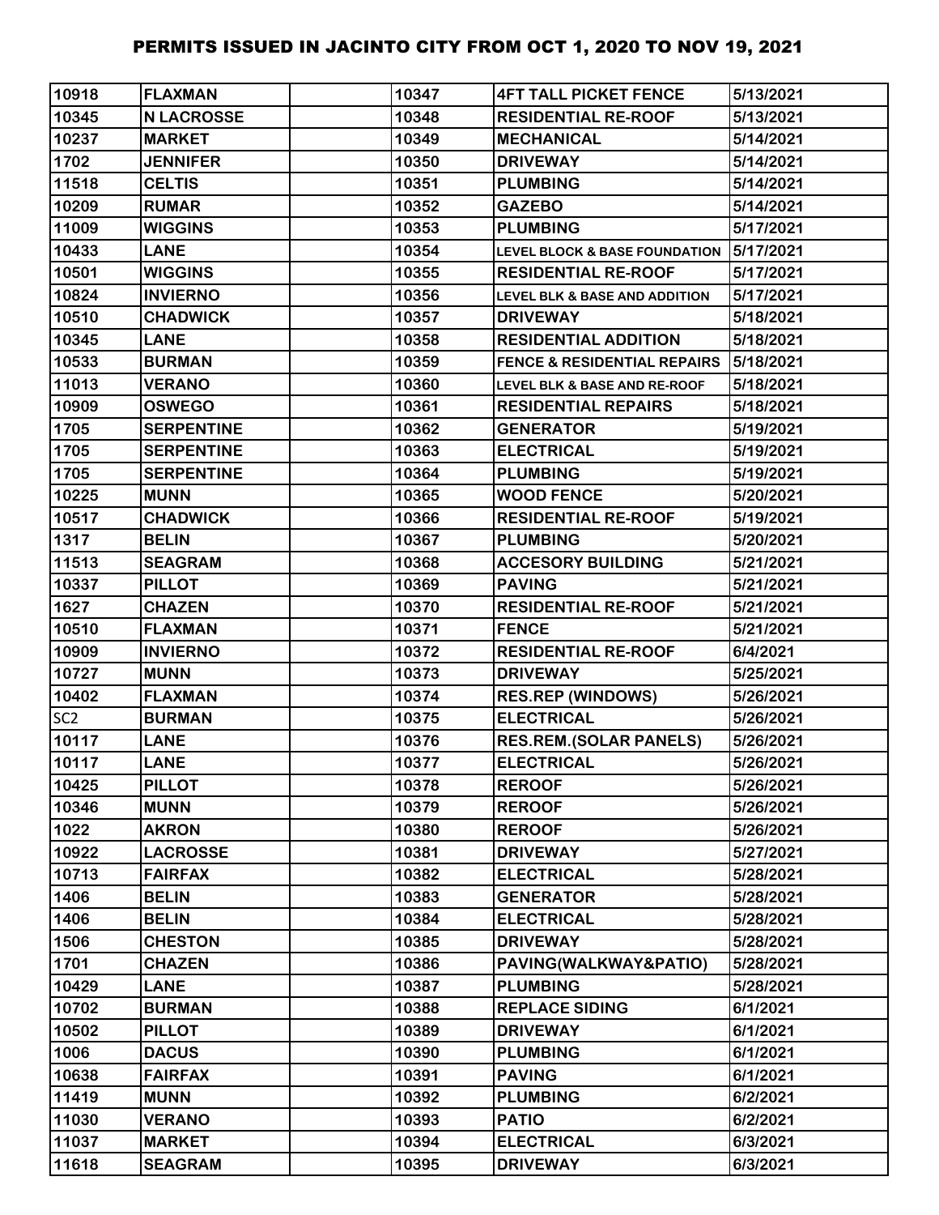# PERMITS ISSUED IN JACINTO CITY FROM OCT 1, 2020 TO NOV 19, 2021

| | | | | | |
|---|---|---|---|---|---|
| 10918 | FLAXMAN | | 10347 | 4FT TALL PICKET FENCE | 5/13/2021 |
| 10345 | N LACROSSE | | 10348 | RESIDENTIAL RE-ROOF | 5/13/2021 |
| 10237 | MARKET | | 10349 | MECHANICAL | 5/14/2021 |
| 1702 | JENNIFER | | 10350 | DRIVEWAY | 5/14/2021 |
| 11518 | CELTIS | | 10351 | PLUMBING | 5/14/2021 |
| 10209 | RUMAR | | 10352 | GAZEBO | 5/14/2021 |
| 11009 | WIGGINS | | 10353 | PLUMBING | 5/17/2021 |
| 10433 | LANE | | 10354 | LEVEL BLOCK & BASE FOUNDATION | 5/17/2021 |
| 10501 | WIGGINS | | 10355 | RESIDENTIAL RE-ROOF | 5/17/2021 |
| 10824 | INVIERNO | | 10356 | LEVEL BLK & BASE AND ADDITION | 5/17/2021 |
| 10510 | CHADWICK | | 10357 | DRIVEWAY | 5/18/2021 |
| 10345 | LANE | | 10358 | RESIDENTIAL ADDITION | 5/18/2021 |
| 10533 | BURMAN | | 10359 | FENCE & RESIDENTIAL REPAIRS | 5/18/2021 |
| 11013 | VERANO | | 10360 | LEVEL BLK & BASE AND RE-ROOF | 5/18/2021 |
| 10909 | OSWEGO | | 10361 | RESIDENTIAL REPAIRS | 5/18/2021 |
| 1705 | SERPENTINE | | 10362 | GENERATOR | 5/19/2021 |
| 1705 | SERPENTINE | | 10363 | ELECTRICAL | 5/19/2021 |
| 1705 | SERPENTINE | | 10364 | PLUMBING | 5/19/2021 |
| 10225 | MUNN | | 10365 | WOOD FENCE | 5/20/2021 |
| 10517 | CHADWICK | | 10366 | RESIDENTIAL RE-ROOF | 5/19/2021 |
| 1317 | BELIN | | 10367 | PLUMBING | 5/20/2021 |
| 11513 | SEAGRAM | | 10368 | ACCESORY BUILDING | 5/21/2021 |
| 10337 | PILLOT | | 10369 | PAVING | 5/21/2021 |
| 1627 | CHAZEN | | 10370 | RESIDENTIAL RE-ROOF | 5/21/2021 |
| 10510 | FLAXMAN | | 10371 | FENCE | 5/21/2021 |
| 10909 | INVIERNO | | 10372 | RESIDENTIAL RE-ROOF | 6/4/2021 |
| 10727 | MUNN | | 10373 | DRIVEWAY | 5/25/2021 |
| 10402 | FLAXMAN | | 10374 | RES.REP (WINDOWS) | 5/26/2021 |
| SC2 | BURMAN | | 10375 | ELECTRICAL | 5/26/2021 |
| 10117 | LANE | | 10376 | RES.REM.(SOLAR PANELS) | 5/26/2021 |
| 10117 | LANE | | 10377 | ELECTRICAL | 5/26/2021 |
| 10425 | PILLOT | | 10378 | REROOF | 5/26/2021 |
| 10346 | MUNN | | 10379 | REROOF | 5/26/2021 |
| 1022 | AKRON | | 10380 | REROOF | 5/26/2021 |
| 10922 | LACROSSE | | 10381 | DRIVEWAY | 5/27/2021 |
| 10713 | FAIRFAX | | 10382 | ELECTRICAL | 5/28/2021 |
| 1406 | BELIN | | 10383 | GENERATOR | 5/28/2021 |
| 1406 | BELIN | | 10384 | ELECTRICAL | 5/28/2021 |
| 1506 | CHESTON | | 10385 | DRIVEWAY | 5/28/2021 |
| 1701 | CHAZEN | | 10386 | PAVING(WALKWAY&PATIO) | 5/28/2021 |
| 10429 | LANE | | 10387 | PLUMBING | 5/28/2021 |
| 10702 | BURMAN | | 10388 | REPLACE SIDING | 6/1/2021 |
| 10502 | PILLOT | | 10389 | DRIVEWAY | 6/1/2021 |
| 1006 | DACUS | | 10390 | PLUMBING | 6/1/2021 |
| 10638 | FAIRFAX | | 10391 | PAVING | 6/1/2021 |
| 11419 | MUNN | | 10392 | PLUMBING | 6/2/2021 |
| 11030 | VERANO | | 10393 | PATIO | 6/2/2021 |
| 11037 | MARKET | | 10394 | ELECTRICAL | 6/3/2021 |
| 11618 | SEAGRAM | | 10395 | DRIVEWAY | 6/3/2021 |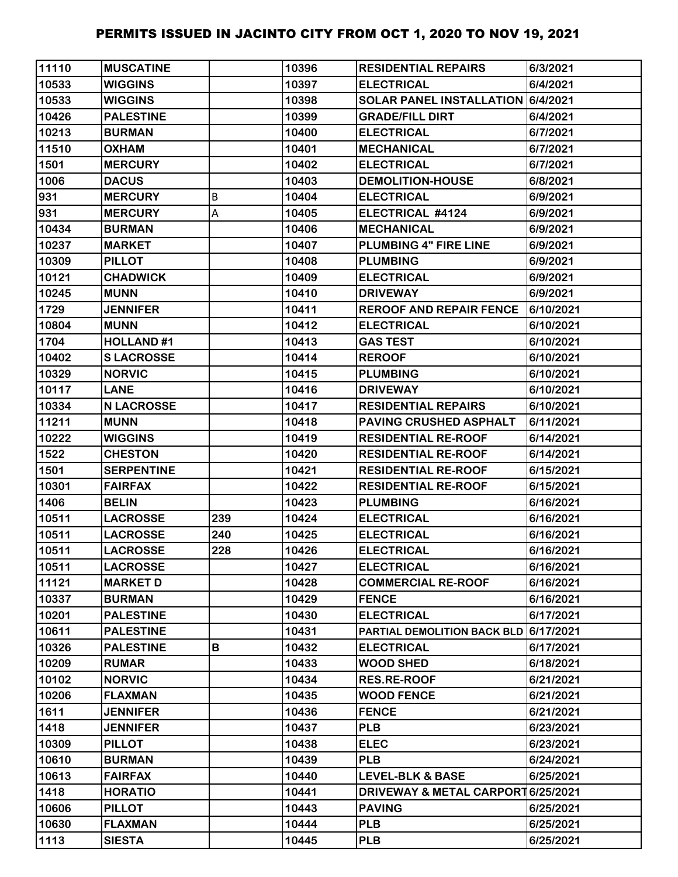# PERMITS ISSUED IN JACINTO CITY FROM OCT 1, 2020 TO NOV 19, 2021

| | | | | | |
|---|---|---|---|---|---|
| 11110 | MUSCATINE | | 10396 | RESIDENTIAL REPAIRS | 6/3/2021 |
| 10533 | WIGGINS | | 10397 | ELECTRICAL | 6/4/2021 |
| 10533 | WIGGINS | | 10398 | SOLAR PANEL INSTALLATION | 6/4/2021 |
| 10426 | PALESTINE | | 10399 | GRADE/FILL DIRT | 6/4/2021 |
| 10213 | BURMAN | | 10400 | ELECTRICAL | 6/7/2021 |
| 11510 | OXHAM | | 10401 | MECHANICAL | 6/7/2021 |
| 1501 | MERCURY | | 10402 | ELECTRICAL | 6/7/2021 |
| 1006 | DACUS | | 10403 | DEMOLITION-HOUSE | 6/8/2021 |
| 931 | MERCURY | B | 10404 | ELECTRICAL | 6/9/2021 |
| 931 | MERCURY | A | 10405 | ELECTRICAL #4124 | 6/9/2021 |
| 10434 | BURMAN | | 10406 | MECHANICAL | 6/9/2021 |
| 10237 | MARKET | | 10407 | PLUMBING 4" FIRE LINE | 6/9/2021 |
| 10309 | PILLOT | | 10408 | PLUMBING | 6/9/2021 |
| 10121 | CHADWICK | | 10409 | ELECTRICAL | 6/9/2021 |
| 10245 | MUNN | | 10410 | DRIVEWAY | 6/9/2021 |
| 1729 | JENNIFER | | 10411 | REROOF AND REPAIR FENCE | 6/10/2021 |
| 10804 | MUNN | | 10412 | ELECTRICAL | 6/10/2021 |
| 1704 | HOLLAND #1 | | 10413 | GAS TEST | 6/10/2021 |
| 10402 | S LACROSSE | | 10414 | REROOF | 6/10/2021 |
| 10329 | NORVIC | | 10415 | PLUMBING | 6/10/2021 |
| 10117 | LANE | | 10416 | DRIVEWAY | 6/10/2021 |
| 10334 | N LACROSSE | | 10417 | RESIDENTIAL REPAIRS | 6/10/2021 |
| 11211 | MUNN | | 10418 | PAVING CRUSHED ASPHALT | 6/11/2021 |
| 10222 | WIGGINS | | 10419 | RESIDENTIAL RE-ROOF | 6/14/2021 |
| 1522 | CHESTON | | 10420 | RESIDENTIAL RE-ROOF | 6/14/2021 |
| 1501 | SERPENTINE | | 10421 | RESIDENTIAL RE-ROOF | 6/15/2021 |
| 10301 | FAIRFAX | | 10422 | RESIDENTIAL RE-ROOF | 6/15/2021 |
| 1406 | BELIN | | 10423 | PLUMBING | 6/16/2021 |
| 10511 | LACROSSE | 239 | 10424 | ELECTRICAL | 6/16/2021 |
| 10511 | LACROSSE | 240 | 10425 | ELECTRICAL | 6/16/2021 |
| 10511 | LACROSSE | 228 | 10426 | ELECTRICAL | 6/16/2021 |
| 10511 | LACROSSE | | 10427 | ELECTRICAL | 6/16/2021 |
| 11121 | MARKET D | | 10428 | COMMERCIAL RE-ROOF | 6/16/2021 |
| 10337 | BURMAN | | 10429 | FENCE | 6/16/2021 |
| 10201 | PALESTINE | | 10430 | ELECTRICAL | 6/17/2021 |
| 10611 | PALESTINE | | 10431 | PARTIAL DEMOLITION BACK BLD | 6/17/2021 |
| 10326 | PALESTINE | B | 10432 | ELECTRICAL | 6/17/2021 |
| 10209 | RUMAR | | 10433 | WOOD SHED | 6/18/2021 |
| 10102 | NORVIC | | 10434 | RES.RE-ROOF | 6/21/2021 |
| 10206 | FLAXMAN | | 10435 | WOOD FENCE | 6/21/2021 |
| 1611 | JENNIFER | | 10436 | FENCE | 6/21/2021 |
| 1418 | JENNIFER | | 10437 | PLB | 6/23/2021 |
| 10309 | PILLOT | | 10438 | ELEC | 6/23/2021 |
| 10610 | BURMAN | | 10439 | PLB | 6/24/2021 |
| 10613 | FAIRFAX | | 10440 | LEVEL-BLK & BASE | 6/25/2021 |
| 1418 | HORATIO | | 10441 | DRIVEWAY & METAL CARPORT | 6/25/2021 |
| 10606 | PILLOT | | 10443 | PAVING | 6/25/2021 |
| 10630 | FLAXMAN | | 10444 | PLB | 6/25/2021 |
| 1113 | SIESTA | | 10445 | PLB | 6/25/2021 |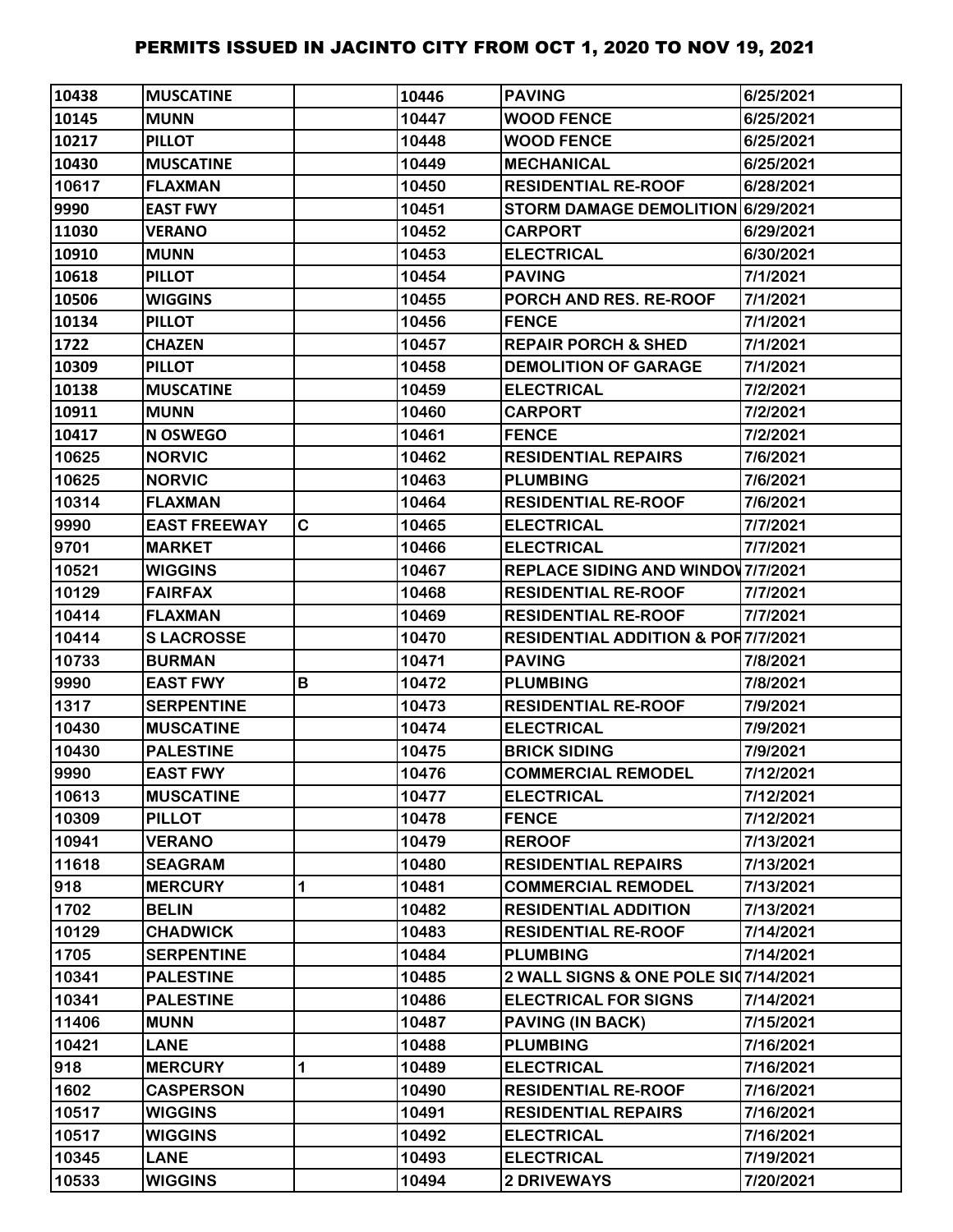# PERMITS ISSUED IN JACINTO CITY FROM OCT 1, 2020 TO NOV 19, 2021

| | | | | | |
|---|---|---|---|---|---|
| 10438 | MUSCATINE | | 10446 | PAVING | 6/25/2021 |
| 10145 | MUNN | | 10447 | WOOD FENCE | 6/25/2021 |
| 10217 | PILLOT | | 10448 | WOOD FENCE | 6/25/2021 |
| 10430 | MUSCATINE | | 10449 | MECHANICAL | 6/25/2021 |
| 10617 | FLAXMAN | | 10450 | RESIDENTIAL RE-ROOF | 6/28/2021 |
| 9990 | EAST FWY | | 10451 | STORM DAMAGE DEMOLITION | 6/29/2021 |
| 11030 | VERANO | | 10452 | CARPORT | 6/29/2021 |
| 10910 | MUNN | | 10453 | ELECTRICAL | 6/30/2021 |
| 10618 | PILLOT | | 10454 | PAVING | 7/1/2021 |
| 10506 | WIGGINS | | 10455 | PORCH AND RES. RE-ROOF | 7/1/2021 |
| 10134 | PILLOT | | 10456 | FENCE | 7/1/2021 |
| 1722 | CHAZEN | | 10457 | REPAIR PORCH & SHED | 7/1/2021 |
| 10309 | PILLOT | | 10458 | DEMOLITION OF GARAGE | 7/1/2021 |
| 10138 | MUSCATINE | | 10459 | ELECTRICAL | 7/2/2021 |
| 10911 | MUNN | | 10460 | CARPORT | 7/2/2021 |
| 10417 | N OSWEGO | | 10461 | FENCE | 7/2/2021 |
| 10625 | NORVIC | | 10462 | RESIDENTIAL REPAIRS | 7/6/2021 |
| 10625 | NORVIC | | 10463 | PLUMBING | 7/6/2021 |
| 10314 | FLAXMAN | | 10464 | RESIDENTIAL RE-ROOF | 7/6/2021 |
| 9990 | EAST FREEWAY | C | 10465 | ELECTRICAL | 7/7/2021 |
| 9701 | MARKET | | 10466 | ELECTRICAL | 7/7/2021 |
| 10521 | WIGGINS | | 10467 | REPLACE SIDING AND WINDOV | 7/7/2021 |
| 10129 | FAIRFAX | | 10468 | RESIDENTIAL RE-ROOF | 7/7/2021 |
| 10414 | FLAXMAN | | 10469 | RESIDENTIAL RE-ROOF | 7/7/2021 |
| 10414 | S LACROSSE | | 10470 | RESIDENTIAL ADDITION & POF | 7/7/2021 |
| 10733 | BURMAN | | 10471 | PAVING | 7/8/2021 |
| 9990 | EAST FWY | B | 10472 | PLUMBING | 7/8/2021 |
| 1317 | SERPENTINE | | 10473 | RESIDENTIAL RE-ROOF | 7/9/2021 |
| 10430 | MUSCATINE | | 10474 | ELECTRICAL | 7/9/2021 |
| 10430 | PALESTINE | | 10475 | BRICK SIDING | 7/9/2021 |
| 9990 | EAST FWY | | 10476 | COMMERCIAL REMODEL | 7/12/2021 |
| 10613 | MUSCATINE | | 10477 | ELECTRICAL | 7/12/2021 |
| 10309 | PILLOT | | 10478 | FENCE | 7/12/2021 |
| 10941 | VERANO | | 10479 | REROOF | 7/13/2021 |
| 11618 | SEAGRAM | | 10480 | RESIDENTIAL REPAIRS | 7/13/2021 |
| 918 | MERCURY | 1 | 10481 | COMMERCIAL REMODEL | 7/13/2021 |
| 1702 | BELIN | | 10482 | RESIDENTIAL ADDITION | 7/13/2021 |
| 10129 | CHADWICK | | 10483 | RESIDENTIAL RE-ROOF | 7/14/2021 |
| 1705 | SERPENTINE | | 10484 | PLUMBING | 7/14/2021 |
| 10341 | PALESTINE | | 10485 | 2 WALL SIGNS & ONE POLE SIG | 7/14/2021 |
| 10341 | PALESTINE | | 10486 | ELECTRICAL FOR SIGNS | 7/14/2021 |
| 11406 | MUNN | | 10487 | PAVING (IN BACK) | 7/15/2021 |
| 10421 | LANE | | 10488 | PLUMBING | 7/16/2021 |
| 918 | MERCURY | 1 | 10489 | ELECTRICAL | 7/16/2021 |
| 1602 | CASPERSON | | 10490 | RESIDENTIAL RE-ROOF | 7/16/2021 |
| 10517 | WIGGINS | | 10491 | RESIDENTIAL REPAIRS | 7/16/2021 |
| 10517 | WIGGINS | | 10492 | ELECTRICAL | 7/16/2021 |
| 10345 | LANE | | 10493 | ELECTRICAL | 7/19/2021 |
| 10533 | WIGGINS | | 10494 | 2 DRIVEWAYS | 7/20/2021 |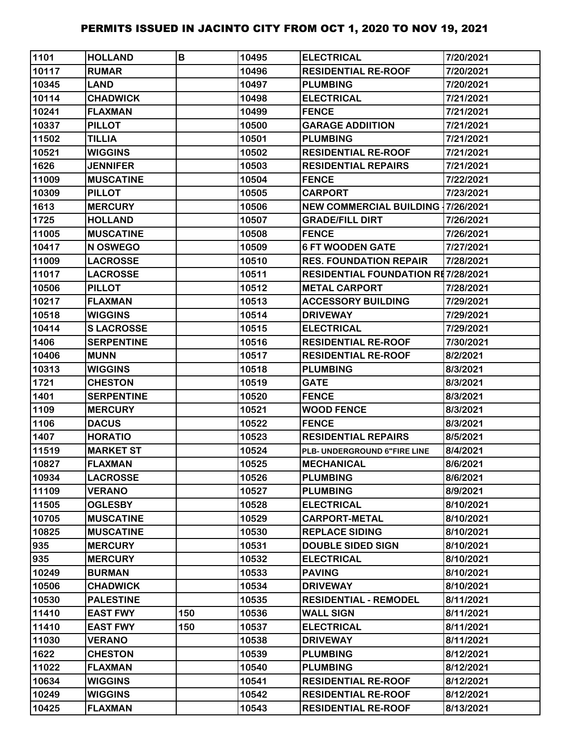# PERMITS ISSUED IN JACINTO CITY FROM OCT 1, 2020 TO NOV 19, 2021

| | | | | | |
|---|---|---|---|---|---|
| 1101 | HOLLAND | B | 10495 | ELECTRICAL | 7/20/2021 |
| 10117 | RUMAR | | 10496 | RESIDENTIAL RE-ROOF | 7/20/2021 |
| 10345 | LAND | | 10497 | PLUMBING | 7/20/2021 |
| 10114 | CHADWICK | | 10498 | ELECTRICAL | 7/21/2021 |
| 10241 | FLAXMAN | | 10499 | FENCE | 7/21/2021 |
| 10337 | PILLOT | | 10500 | GARAGE ADDIITION | 7/21/2021 |
| 11502 | TILLIA | | 10501 | PLUMBING | 7/21/2021 |
| 10521 | WIGGINS | | 10502 | RESIDENTIAL RE-ROOF | 7/21/2021 |
| 1626 | JENNIFER | | 10503 | RESIDENTIAL REPAIRS | 7/21/2021 |
| 11009 | MUSCATINE | | 10504 | FENCE | 7/22/2021 |
| 10309 | PILLOT | | 10505 | CARPORT | 7/23/2021 |
| 1613 | MERCURY | | 10506 | NEW COMMERCIAL BUILDING - | 7/26/2021 |
| 1725 | HOLLAND | | 10507 | GRADE/FILL DIRT | 7/26/2021 |
| 11005 | MUSCATINE | | 10508 | FENCE | 7/26/2021 |
| 10417 | N OSWEGO | | 10509 | 6 FT WOODEN GATE | 7/27/2021 |
| 11009 | LACROSSE | | 10510 | RES. FOUNDATION REPAIR | 7/28/2021 |
| 11017 | LACROSSE | | 10511 | RESIDENTIAL FOUNDATION RE | 7/28/2021 |
| 10506 | PILLOT | | 10512 | METAL CARPORT | 7/28/2021 |
| 10217 | FLAXMAN | | 10513 | ACCESSORY BUILDING | 7/29/2021 |
| 10518 | WIGGINS | | 10514 | DRIVEWAY | 7/29/2021 |
| 10414 | S LACROSSE | | 10515 | ELECTRICAL | 7/29/2021 |
| 1406 | SERPENTINE | | 10516 | RESIDENTIAL RE-ROOF | 7/30/2021 |
| 10406 | MUNN | | 10517 | RESIDENTIAL RE-ROOF | 8/2/2021 |
| 10313 | WIGGINS | | 10518 | PLUMBING | 8/3/2021 |
| 1721 | CHESTON | | 10519 | GATE | 8/3/2021 |
| 1401 | SERPENTINE | | 10520 | FENCE | 8/3/2021 |
| 1109 | MERCURY | | 10521 | WOOD FENCE | 8/3/2021 |
| 1106 | DACUS | | 10522 | FENCE | 8/3/2021 |
| 1407 | HORATIO | | 10523 | RESIDENTIAL REPAIRS | 8/5/2021 |
| 11519 | MARKET ST | | 10524 | PLB- UNDERGROUND 6"FIRE LINE | 8/4/2021 |
| 10827 | FLAXMAN | | 10525 | MECHANICAL | 8/6/2021 |
| 10934 | LACROSSE | | 10526 | PLUMBING | 8/6/2021 |
| 11109 | VERANO | | 10527 | PLUMBING | 8/9/2021 |
| 11505 | OGLESBY | | 10528 | ELECTRICAL | 8/10/2021 |
| 10705 | MUSCATINE | | 10529 | CARPORT-METAL | 8/10/2021 |
| 10825 | MUSCATINE | | 10530 | REPLACE SIDING | 8/10/2021 |
| 935 | MERCURY | | 10531 | DOUBLE SIDED SIGN | 8/10/2021 |
| 935 | MERCURY | | 10532 | ELECTRICAL | 8/10/2021 |
| 10249 | BURMAN | | 10533 | PAVING | 8/10/2021 |
| 10506 | CHADWICK | | 10534 | DRIVEWAY | 8/10/2021 |
| 10530 | PALESTINE | | 10535 | RESIDENTIAL - REMODEL | 8/11/2021 |
| 11410 | EAST FWY | 150 | 10536 | WALL SIGN | 8/11/2021 |
| 11410 | EAST FWY | 150 | 10537 | ELECTRICAL | 8/11/2021 |
| 11030 | VERANO | | 10538 | DRIVEWAY | 8/11/2021 |
| 1622 | CHESTON | | 10539 | PLUMBING | 8/12/2021 |
| 11022 | FLAXMAN | | 10540 | PLUMBING | 8/12/2021 |
| 10634 | WIGGINS | | 10541 | RESIDENTIAL RE-ROOF | 8/12/2021 |
| 10249 | WIGGINS | | 10542 | RESIDENTIAL RE-ROOF | 8/12/2021 |
| 10425 | FLAXMAN | | 10543 | RESIDENTIAL RE-ROOF | 8/13/2021 |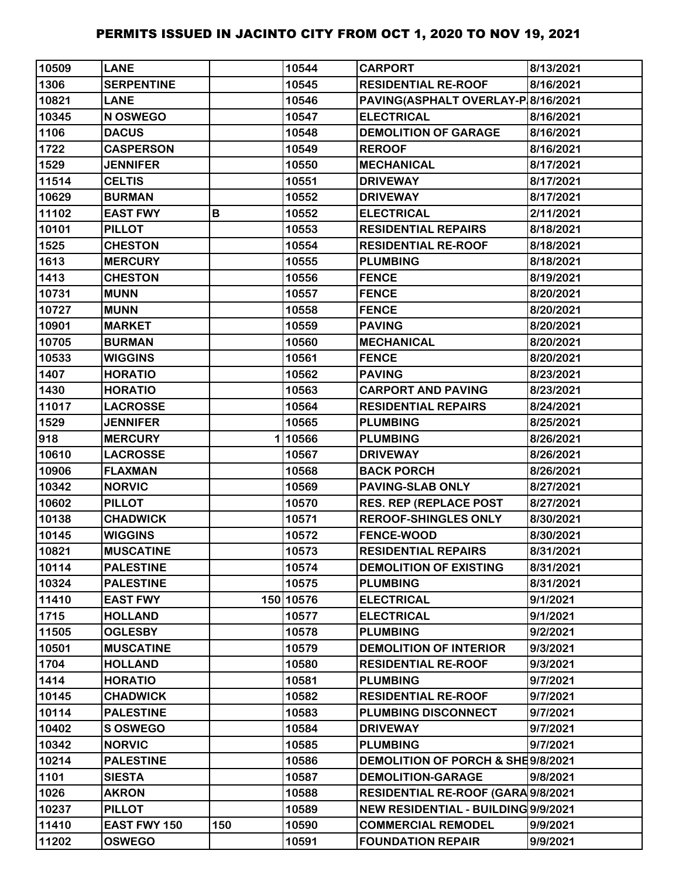# PERMITS ISSUED IN JACINTO CITY FROM OCT 1, 2020 TO NOV 19, 2021

| | | | | | |
|---|---|---|---|---|---|
| 10509 | LANE | | 10544 | CARPORT | 8/13/2021 |
| 1306 | SERPENTINE | | 10545 | RESIDENTIAL RE-ROOF | 8/16/2021 |
| 10821 | LANE | | 10546 | PAVING(ASPHALT OVERLAY-P | 8/16/2021 |
| 10345 | N OSWEGO | | 10547 | ELECTRICAL | 8/16/2021 |
| 1106 | DACUS | | 10548 | DEMOLITION OF GARAGE | 8/16/2021 |
| 1722 | CASPERSON | | 10549 | REROOF | 8/16/2021 |
| 1529 | JENNIFER | | 10550 | MECHANICAL | 8/17/2021 |
| 11514 | CELTIS | | 10551 | DRIVEWAY | 8/17/2021 |
| 10629 | BURMAN | | 10552 | DRIVEWAY | 8/17/2021 |
| 11102 | EAST FWY | B | 10552 | ELECTRICAL | 2/11/2021 |
| 10101 | PILLOT | | 10553 | RESIDENTIAL REPAIRS | 8/18/2021 |
| 1525 | CHESTON | | 10554 | RESIDENTIAL RE-ROOF | 8/18/2021 |
| 1613 | MERCURY | | 10555 | PLUMBING | 8/18/2021 |
| 1413 | CHESTON | | 10556 | FENCE | 8/19/2021 |
| 10731 | MUNN | | 10557 | FENCE | 8/20/2021 |
| 10727 | MUNN | | 10558 | FENCE | 8/20/2021 |
| 10901 | MARKET | | 10559 | PAVING | 8/20/2021 |
| 10705 | BURMAN | | 10560 | MECHANICAL | 8/20/2021 |
| 10533 | WIGGINS | | 10561 | FENCE | 8/20/2021 |
| 1407 | HORATIO | | 10562 | PAVING | 8/23/2021 |
| 1430 | HORATIO | | 10563 | CARPORT AND PAVING | 8/23/2021 |
| 11017 | LACROSSE | | 10564 | RESIDENTIAL REPAIRS | 8/24/2021 |
| 1529 | JENNIFER | | 10565 | PLUMBING | 8/25/2021 |
| 918 | MERCURY | 1 | 10566 | PLUMBING | 8/26/2021 |
| 10610 | LACROSSE | | 10567 | DRIVEWAY | 8/26/2021 |
| 10906 | FLAXMAN | | 10568 | BACK PORCH | 8/26/2021 |
| 10342 | NORVIC | | 10569 | PAVING-SLAB ONLY | 8/27/2021 |
| 10602 | PILLOT | | 10570 | RES. REP (REPLACE POST | 8/27/2021 |
| 10138 | CHADWICK | | 10571 | REROOF-SHINGLES ONLY | 8/30/2021 |
| 10145 | WIGGINS | | 10572 | FENCE-WOOD | 8/30/2021 |
| 10821 | MUSCATINE | | 10573 | RESIDENTIAL REPAIRS | 8/31/2021 |
| 10114 | PALESTINE | | 10574 | DEMOLITION OF EXISTING | 8/31/2021 |
| 10324 | PALESTINE | | 10575 | PLUMBING | 8/31/2021 |
| 11410 | EAST FWY | 150 | 10576 | ELECTRICAL | 9/1/2021 |
| 1715 | HOLLAND | | 10577 | ELECTRICAL | 9/1/2021 |
| 11505 | OGLESBY | | 10578 | PLUMBING | 9/2/2021 |
| 10501 | MUSCATINE | | 10579 | DEMOLITION OF INTERIOR | 9/3/2021 |
| 1704 | HOLLAND | | 10580 | RESIDENTIAL RE-ROOF | 9/3/2021 |
| 1414 | HORATIO | | 10581 | PLUMBING | 9/7/2021 |
| 10145 | CHADWICK | | 10582 | RESIDENTIAL RE-ROOF | 9/7/2021 |
| 10114 | PALESTINE | | 10583 | PLUMBING DISCONNECT | 9/7/2021 |
| 10402 | S OSWEGO | | 10584 | DRIVEWAY | 9/7/2021 |
| 10342 | NORVIC | | 10585 | PLUMBING | 9/7/2021 |
| 10214 | PALESTINE | | 10586 | DEMOLITION OF PORCH & SHE | 9/8/2021 |
| 1101 | SIESTA | | 10587 | DEMOLITION-GARAGE | 9/8/2021 |
| 1026 | AKRON | | 10588 | RESIDENTIAL RE-ROOF (GARA | 9/8/2021 |
| 10237 | PILLOT | | 10589 | NEW RESIDENTIAL - BUILDING | 9/9/2021 |
| 11410 | EAST FWY 150 | 150 | 10590 | COMMERCIAL REMODEL | 9/9/2021 |
| 11202 | OSWEGO | | 10591 | FOUNDATION REPAIR | 9/9/2021 |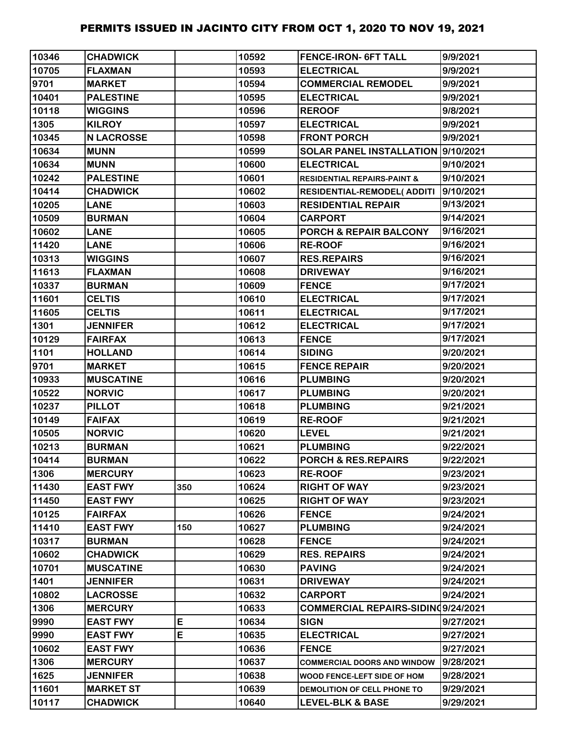# PERMITS ISSUED IN JACINTO CITY FROM OCT 1, 2020 TO NOV 19, 2021

| | | | | | |
|---|---|---|---|---|---|
| 10346 | CHADWICK | | 10592 | FENCE-IRON- 6FT TALL | 9/9/2021 |
| 10705 | FLAXMAN | | 10593 | ELECTRICAL | 9/9/2021 |
| 9701 | MARKET | | 10594 | COMMERCIAL REMODEL | 9/9/2021 |
| 10401 | PALESTINE | | 10595 | ELECTRICAL | 9/9/2021 |
| 10118 | WIGGINS | | 10596 | REROOF | 9/8/2021 |
| 1305 | KILROY | | 10597 | ELECTRICAL | 9/9/2021 |
| 10345 | N LACROSSE | | 10598 | FRONT PORCH | 9/9/2021 |
| 10634 | MUNN | | 10599 | SOLAR PANEL INSTALLATION | 9/10/2021 |
| 10634 | MUNN | | 10600 | ELECTRICAL | 9/10/2021 |
| 10242 | PALESTINE | | 10601 | RESIDENTIAL REPAIRS-PAINT & | 9/10/2021 |
| 10414 | CHADWICK | | 10602 | RESIDENTIAL-REMODEL( ADDITI | 9/10/2021 |
| 10205 | LANE | | 10603 | RESIDENTIAL REPAIR | 9/13/2021 |
| 10509 | BURMAN | | 10604 | CARPORT | 9/14/2021 |
| 10602 | LANE | | 10605 | PORCH & REPAIR BALCONY | 9/16/2021 |
| 11420 | LANE | | 10606 | RE-ROOF | 9/16/2021 |
| 10313 | WIGGINS | | 10607 | RES.REPAIRS | 9/16/2021 |
| 11613 | FLAXMAN | | 10608 | DRIVEWAY | 9/16/2021 |
| 10337 | BURMAN | | 10609 | FENCE | 9/17/2021 |
| 11601 | CELTIS | | 10610 | ELECTRICAL | 9/17/2021 |
| 11605 | CELTIS | | 10611 | ELECTRICAL | 9/17/2021 |
| 1301 | JENNIFER | | 10612 | ELECTRICAL | 9/17/2021 |
| 10129 | FAIRFAX | | 10613 | FENCE | 9/17/2021 |
| 1101 | HOLLAND | | 10614 | SIDING | 9/20/2021 |
| 9701 | MARKET | | 10615 | FENCE REPAIR | 9/20/2021 |
| 10933 | MUSCATINE | | 10616 | PLUMBING | 9/20/2021 |
| 10522 | NORVIC | | 10617 | PLUMBING | 9/20/2021 |
| 10237 | PILLOT | | 10618 | PLUMBING | 9/21/2021 |
| 10149 | FAIFAX | | 10619 | RE-ROOF | 9/21/2021 |
| 10505 | NORVIC | | 10620 | LEVEL | 9/21/2021 |
| 10213 | BURMAN | | 10621 | PLUMBING | 9/22/2021 |
| 10414 | BURMAN | | 10622 | PORCH & RES.REPAIRS | 9/22/2021 |
| 1306 | MERCURY | | 10623 | RE-ROOF | 9/23/2021 |
| 11430 | EAST FWY | 350 | 10624 | RIGHT OF WAY | 9/23/2021 |
| 11450 | EAST FWY | | 10625 | RIGHT OF WAY | 9/23/2021 |
| 10125 | FAIRFAX | | 10626 | FENCE | 9/24/2021 |
| 11410 | EAST FWY | 150 | 10627 | PLUMBING | 9/24/2021 |
| 10317 | BURMAN | | 10628 | FENCE | 9/24/2021 |
| 10602 | CHADWICK | | 10629 | RES. REPAIRS | 9/24/2021 |
| 10701 | MUSCATINE | | 10630 | PAVING | 9/24/2021 |
| 1401 | JENNIFER | | 10631 | DRIVEWAY | 9/24/2021 |
| 10802 | LACROSSE | | 10632 | CARPORT | 9/24/2021 |
| 1306 | MERCURY | | 10633 | COMMERCIAL REPAIRS-SIDING | 9/24/2021 |
| 9990 | EAST FWY | E | 10634 | SIGN | 9/27/2021 |
| 9990 | EAST FWY | E | 10635 | ELECTRICAL | 9/27/2021 |
| 10602 | EAST FWY | | 10636 | FENCE | 9/27/2021 |
| 1306 | MERCURY | | 10637 | COMMERCIAL DOORS AND WINDOW | 9/28/2021 |
| 1625 | JENNIFER | | 10638 | WOOD FENCE-LEFT SIDE OF HOM | 9/28/2021 |
| 11601 | MARKET ST | | 10639 | DEMOLITION OF CELL PHONE TO | 9/29/2021 |
| 10117 | CHADWICK | | 10640 | LEVEL-BLK & BASE | 9/29/2021 |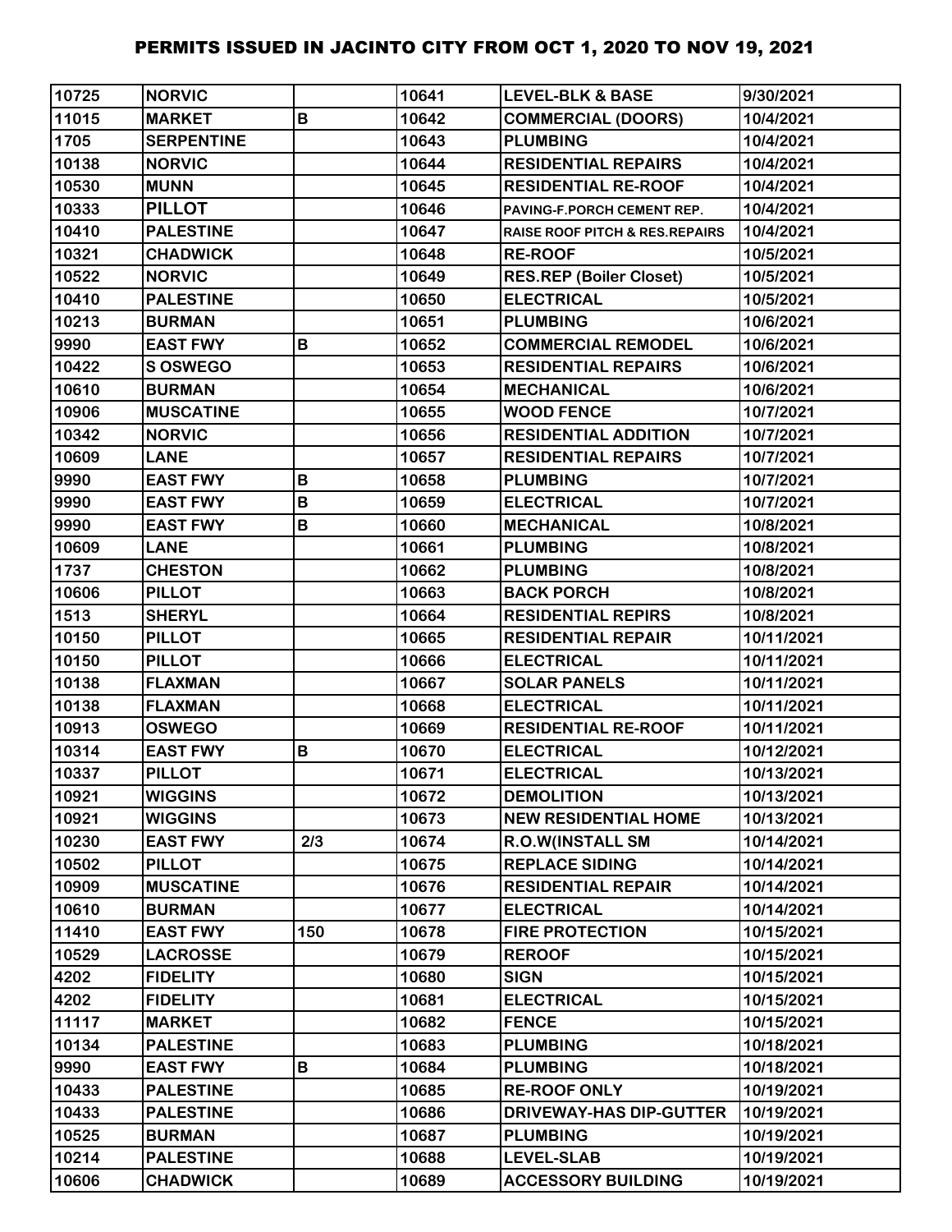# PERMITS ISSUED IN JACINTO CITY FROM OCT 1, 2020 TO NOV 19, 2021

| | | | | | |
|---|---|---|---|---|---|
| 10725 | NORVIC | | 10641 | LEVEL-BLK & BASE | 9/30/2021 |
| 11015 | MARKET | B | 10642 | COMMERCIAL (DOORS) | 10/4/2021 |
| 1705 | SERPENTINE | | 10643 | PLUMBING | 10/4/2021 |
| 10138 | NORVIC | | 10644 | RESIDENTIAL REPAIRS | 10/4/2021 |
| 10530 | MUNN | | 10645 | RESIDENTIAL RE-ROOF | 10/4/2021 |
| 10333 | PILLOT | | 10646 | PAVING-F.PORCH CEMENT REP. | 10/4/2021 |
| 10410 | PALESTINE | | 10647 | RAISE ROOF PITCH & RES.REPAIRS | 10/4/2021 |
| 10321 | CHADWICK | | 10648 | RE-ROOF | 10/5/2021 |
| 10522 | NORVIC | | 10649 | RES.REP (Boiler Closet) | 10/5/2021 |
| 10410 | PALESTINE | | 10650 | ELECTRICAL | 10/5/2021 |
| 10213 | BURMAN | | 10651 | PLUMBING | 10/6/2021 |
| 9990 | EAST FWY | B | 10652 | COMMERCIAL REMODEL | 10/6/2021 |
| 10422 | S OSWEGO | | 10653 | RESIDENTIAL REPAIRS | 10/6/2021 |
| 10610 | BURMAN | | 10654 | MECHANICAL | 10/6/2021 |
| 10906 | MUSCATINE | | 10655 | WOOD FENCE | 10/7/2021 |
| 10342 | NORVIC | | 10656 | RESIDENTIAL ADDITION | 10/7/2021 |
| 10609 | LANE | | 10657 | RESIDENTIAL REPAIRS | 10/7/2021 |
| 9990 | EAST FWY | B | 10658 | PLUMBING | 10/7/2021 |
| 9990 | EAST FWY | B | 10659 | ELECTRICAL | 10/7/2021 |
| 9990 | EAST FWY | B | 10660 | MECHANICAL | 10/8/2021 |
| 10609 | LANE | | 10661 | PLUMBING | 10/8/2021 |
| 1737 | CHESTON | | 10662 | PLUMBING | 10/8/2021 |
| 10606 | PILLOT | | 10663 | BACK PORCH | 10/8/2021 |
| 1513 | SHERYL | | 10664 | RESIDENTIAL REPIRS | 10/8/2021 |
| 10150 | PILLOT | | 10665 | RESIDENTIAL REPAIR | 10/11/2021 |
| 10150 | PILLOT | | 10666 | ELECTRICAL | 10/11/2021 |
| 10138 | FLAXMAN | | 10667 | SOLAR PANELS | 10/11/2021 |
| 10138 | FLAXMAN | | 10668 | ELECTRICAL | 10/11/2021 |
| 10913 | OSWEGO | | 10669 | RESIDENTIAL RE-ROOF | 10/11/2021 |
| 10314 | EAST FWY | B | 10670 | ELECTRICAL | 10/12/2021 |
| 10337 | PILLOT | | 10671 | ELECTRICAL | 10/13/2021 |
| 10921 | WIGGINS | | 10672 | DEMOLITION | 10/13/2021 |
| 10921 | WIGGINS | | 10673 | NEW RESIDENTIAL HOME | 10/13/2021 |
| 10230 | EAST FWY | 2/3 | 10674 | R.O.W(INSTALL SM | 10/14/2021 |
| 10502 | PILLOT | | 10675 | REPLACE SIDING | 10/14/2021 |
| 10909 | MUSCATINE | | 10676 | RESIDENTIAL REPAIR | 10/14/2021 |
| 10610 | BURMAN | | 10677 | ELECTRICAL | 10/14/2021 |
| 11410 | EAST FWY | 150 | 10678 | FIRE PROTECTION | 10/15/2021 |
| 10529 | LACROSSE | | 10679 | REROOF | 10/15/2021 |
| 4202 | FIDELITY | | 10680 | SIGN | 10/15/2021 |
| 4202 | FIDELITY | | 10681 | ELECTRICAL | 10/15/2021 |
| 11117 | MARKET | | 10682 | FENCE | 10/15/2021 |
| 10134 | PALESTINE | | 10683 | PLUMBING | 10/18/2021 |
| 9990 | EAST FWY | B | 10684 | PLUMBING | 10/18/2021 |
| 10433 | PALESTINE | | 10685 | RE-ROOF ONLY | 10/19/2021 |
| 10433 | PALESTINE | | 10686 | DRIVEWAY-HAS DIP-GUTTER | 10/19/2021 |
| 10525 | BURMAN | | 10687 | PLUMBING | 10/19/2021 |
| 10214 | PALESTINE | | 10688 | LEVEL-SLAB | 10/19/2021 |
| 10606 | CHADWICK | | 10689 | ACCESSORY BUILDING | 10/19/2021 |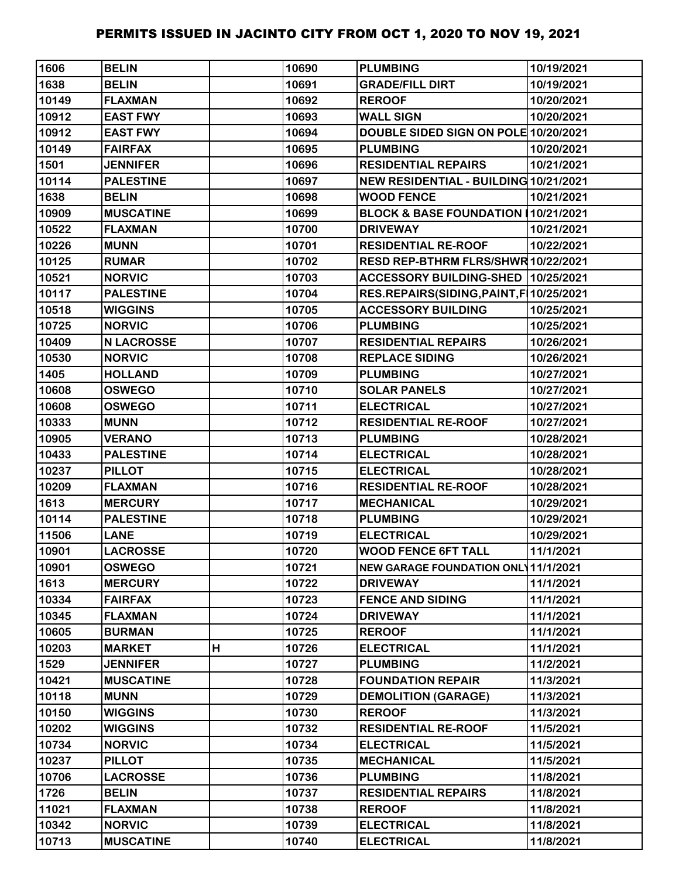# PERMITS ISSUED IN JACINTO CITY FROM OCT 1, 2020 TO NOV 19, 2021

| | | | | | |
|---|---|---|---|---|---|
| 1606 | BELIN | | 10690 | PLUMBING | 10/19/2021 |
| 1638 | BELIN | | 10691 | GRADE/FILL DIRT | 10/19/2021 |
| 10149 | FLAXMAN | | 10692 | REROOF | 10/20/2021 |
| 10912 | EAST FWY | | 10693 | WALL SIGN | 10/20/2021 |
| 10912 | EAST FWY | | 10694 | DOUBLE SIDED SIGN ON POLE | 10/20/2021 |
| 10149 | FAIRFAX | | 10695 | PLUMBING | 10/20/2021 |
| 1501 | JENNIFER | | 10696 | RESIDENTIAL REPAIRS | 10/21/2021 |
| 10114 | PALESTINE | | 10697 | NEW RESIDENTIAL - BUILDING | 10/21/2021 |
| 1638 | BELIN | | 10698 | WOOD FENCE | 10/21/2021 |
| 10909 | MUSCATINE | | 10699 | BLOCK & BASE FOUNDATION I | 10/21/2021 |
| 10522 | FLAXMAN | | 10700 | DRIVEWAY | 10/21/2021 |
| 10226 | MUNN | | 10701 | RESIDENTIAL RE-ROOF | 10/22/2021 |
| 10125 | RUMAR | | 10702 | RESD REP-BTHRM FLRS/SHWR | 10/22/2021 |
| 10521 | NORVIC | | 10703 | ACCESSORY BUILDING-SHED | 10/25/2021 |
| 10117 | PALESTINE | | 10704 | RES.REPAIRS(SIDING,PAINT,F | 10/25/2021 |
| 10518 | WIGGINS | | 10705 | ACCESSORY BUILDING | 10/25/2021 |
| 10725 | NORVIC | | 10706 | PLUMBING | 10/25/2021 |
| 10409 | N LACROSSE | | 10707 | RESIDENTIAL REPAIRS | 10/26/2021 |
| 10530 | NORVIC | | 10708 | REPLACE SIDING | 10/26/2021 |
| 1405 | HOLLAND | | 10709 | PLUMBING | 10/27/2021 |
| 10608 | OSWEGO | | 10710 | SOLAR PANELS | 10/27/2021 |
| 10608 | OSWEGO | | 10711 | ELECTRICAL | 10/27/2021 |
| 10333 | MUNN | | 10712 | RESIDENTIAL RE-ROOF | 10/27/2021 |
| 10905 | VERANO | | 10713 | PLUMBING | 10/28/2021 |
| 10433 | PALESTINE | | 10714 | ELECTRICAL | 10/28/2021 |
| 10237 | PILLOT | | 10715 | ELECTRICAL | 10/28/2021 |
| 10209 | FLAXMAN | | 10716 | RESIDENTIAL RE-ROOF | 10/28/2021 |
| 1613 | MERCURY | | 10717 | MECHANICAL | 10/29/2021 |
| 10114 | PALESTINE | | 10718 | PLUMBING | 10/29/2021 |
| 11506 | LANE | | 10719 | ELECTRICAL | 10/29/2021 |
| 10901 | LACROSSE | | 10720 | WOOD FENCE 6FT TALL | 11/1/2021 |
| 10901 | OSWEGO | | 10721 | NEW GARAGE FOUNDATION ONLY | 11/1/2021 |
| 1613 | MERCURY | | 10722 | DRIVEWAY | 11/1/2021 |
| 10334 | FAIRFAX | | 10723 | FENCE AND SIDING | 11/1/2021 |
| 10345 | FLAXMAN | | 10724 | DRIVEWAY | 11/1/2021 |
| 10605 | BURMAN | | 10725 | REROOF | 11/1/2021 |
| 10203 | MARKET | H | 10726 | ELECTRICAL | 11/1/2021 |
| 1529 | JENNIFER | | 10727 | PLUMBING | 11/2/2021 |
| 10421 | MUSCATINE | | 10728 | FOUNDATION REPAIR | 11/3/2021 |
| 10118 | MUNN | | 10729 | DEMOLITION (GARAGE) | 11/3/2021 |
| 10150 | WIGGINS | | 10730 | REROOF | 11/3/2021 |
| 10202 | WIGGINS | | 10732 | RESIDENTIAL RE-ROOF | 11/5/2021 |
| 10734 | NORVIC | | 10734 | ELECTRICAL | 11/5/2021 |
| 10237 | PILLOT | | 10735 | MECHANICAL | 11/5/2021 |
| 10706 | LACROSSE | | 10736 | PLUMBING | 11/8/2021 |
| 1726 | BELIN | | 10737 | RESIDENTIAL REPAIRS | 11/8/2021 |
| 11021 | FLAXMAN | | 10738 | REROOF | 11/8/2021 |
| 10342 | NORVIC | | 10739 | ELECTRICAL | 11/8/2021 |
| 10713 | MUSCATINE | | 10740 | ELECTRICAL | 11/8/2021 |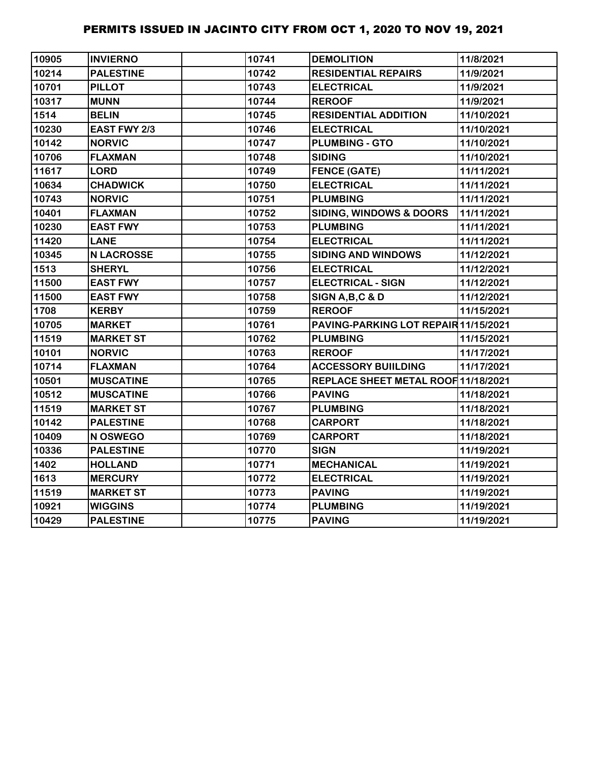# PERMITS ISSUED IN JACINTO CITY FROM OCT 1, 2020 TO NOV 19, 2021

| | | | | | |
|---|---|---|---|---|---|
| 10905 | INVIERNO | | 10741 | DEMOLITION | 11/8/2021 |
| 10214 | PALESTINE | | 10742 | RESIDENTIAL REPAIRS | 11/9/2021 |
| 10701 | PILLOT | | 10743 | ELECTRICAL | 11/9/2021 |
| 10317 | MUNN | | 10744 | REROOF | 11/9/2021 |
| 1514 | BELIN | | 10745 | RESIDENTIAL ADDITION | 11/10/2021 |
| 10230 | EAST FWY 2/3 | | 10746 | ELECTRICAL | 11/10/2021 |
| 10142 | NORVIC | | 10747 | PLUMBING - GTO | 11/10/2021 |
| 10706 | FLAXMAN | | 10748 | SIDING | 11/10/2021 |
| 11617 | LORD | | 10749 | FENCE (GATE) | 11/11/2021 |
| 10634 | CHADWICK | | 10750 | ELECTRICAL | 11/11/2021 |
| 10743 | NORVIC | | 10751 | PLUMBING | 11/11/2021 |
| 10401 | FLAXMAN | | 10752 | SIDING, WINDOWS & DOORS | 11/11/2021 |
| 10230 | EAST FWY | | 10753 | PLUMBING | 11/11/2021 |
| 11420 | LANE | | 10754 | ELECTRICAL | 11/11/2021 |
| 10345 | N LACROSSE | | 10755 | SIDING AND WINDOWS | 11/12/2021 |
| 1513 | SHERYL | | 10756 | ELECTRICAL | 11/12/2021 |
| 11500 | EAST FWY | | 10757 | ELECTRICAL - SIGN | 11/12/2021 |
| 11500 | EAST FWY | | 10758 | SIGN A,B,C & D | 11/12/2021 |
| 1708 | KERBY | | 10759 | REROOF | 11/15/2021 |
| 10705 | MARKET | | 10761 | PAVING-PARKING LOT REPAIR | 11/15/2021 |
| 11519 | MARKET ST | | 10762 | PLUMBING | 11/15/2021 |
| 10101 | NORVIC | | 10763 | REROOF | 11/17/2021 |
| 10714 | FLAXMAN | | 10764 | ACCESSORY BUIILDING | 11/17/2021 |
| 10501 | MUSCATINE | | 10765 | REPLACE SHEET METAL ROOF | 11/18/2021 |
| 10512 | MUSCATINE | | 10766 | PAVING | 11/18/2021 |
| 11519 | MARKET ST | | 10767 | PLUMBING | 11/18/2021 |
| 10142 | PALESTINE | | 10768 | CARPORT | 11/18/2021 |
| 10409 | N OSWEGO | | 10769 | CARPORT | 11/18/2021 |
| 10336 | PALESTINE | | 10770 | SIGN | 11/19/2021 |
| 1402 | HOLLAND | | 10771 | MECHANICAL | 11/19/2021 |
| 1613 | MERCURY | | 10772 | ELECTRICAL | 11/19/2021 |
| 11519 | MARKET ST | | 10773 | PAVING | 11/19/2021 |
| 10921 | WIGGINS | | 10774 | PLUMBING | 11/19/2021 |
| 10429 | PALESTINE | | 10775 | PAVING | 11/19/2021 |